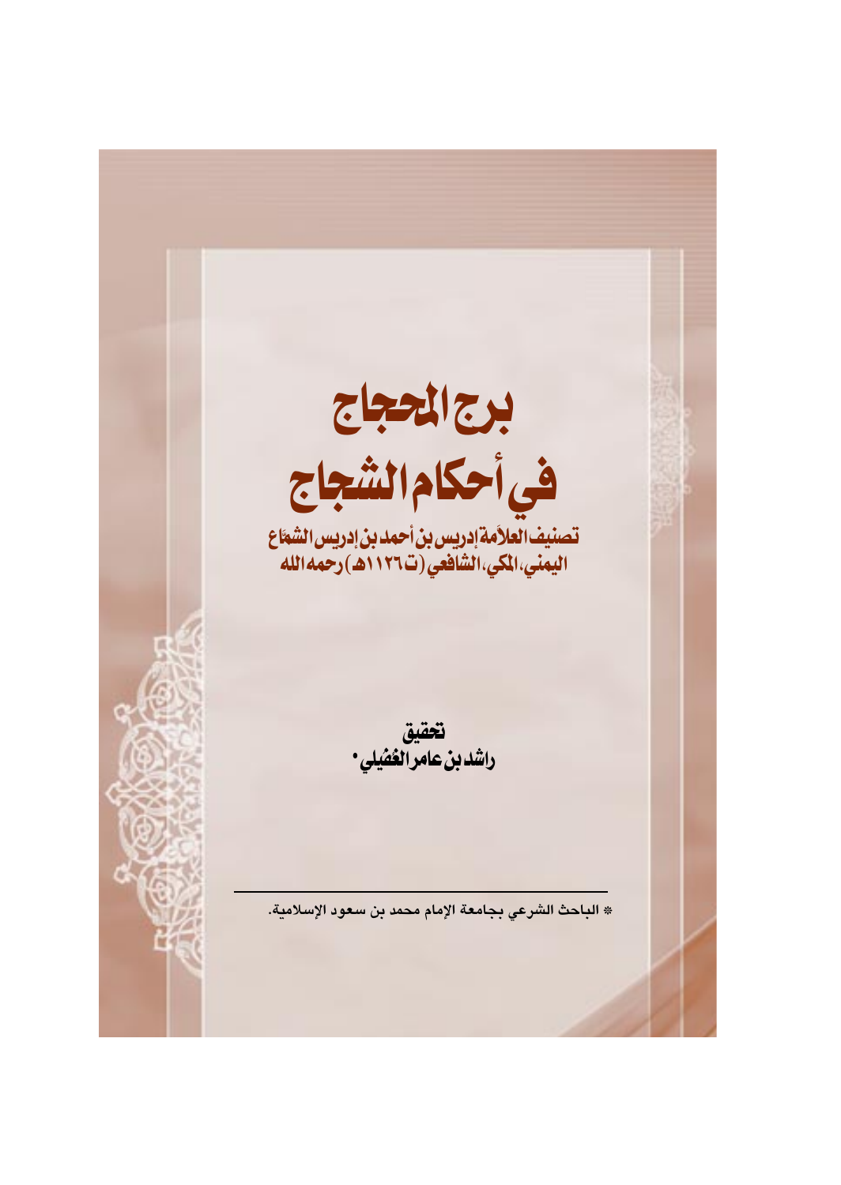# برج المحجاج

# في أحكام الشجاج

**تصنيف العلاَّمة إدريس بن أحمد بن إدريس الشمَّاع اليمني، المكي، الشافعي (ت ١١٢٦هـ) رحمه الله**

**تحقيق**

**راشد بن عامر الغفيلي***

---

* الباحث الشرعي بجامعة الإمام محمد بن سعود الإسلامية.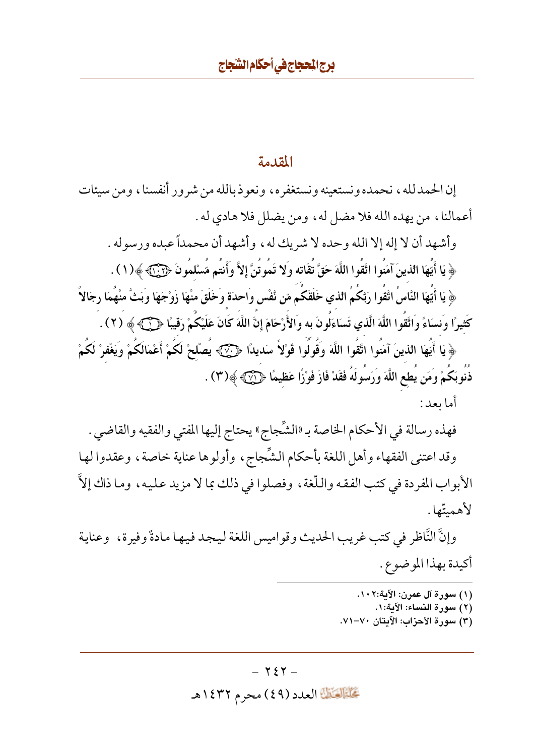## المقدمة

إن الحمد لله، نحمده ونستعينه ونستغفره، ونعوذ بالله من شرور أنفسنا، ومن سيئات أعمالنا، من يهده الله فلا مضل له، ومن يضلل فلا هادي له.

وأشهد أن لا إله إلا الله وحده لا شريك له، وأشهد أن محمداً عبده ورسوله.

﴿ يَا أَيُّهَا الذينَ آمَنُوا اتَّقُوا اللَّهَ حَقَّ تُقَاته وَلا تَمُوتُنَّ إِلاَّ وَأَنتُم مُّسْلمُونَ ﴿١٠٢﴾ ﴾(١).

﴿ يَا أَيُّهَا النَّاسُ اتَّقُوا رَبَّكُمُ الذي خَلَقَكُم مِّن نَّفْس وَاحدَة وَخَلَقَ مِنْهَا زَوْجَهَا وَبَثَّ مِنْهُمَا رِجَالاً كَثِيرًا وَنِسَاءً وَاتَّقُوا اللَّهَ الَّذِي تَسَاءَلُونَ بِه وَالأَرْحَامَ إِنَّ اللَّهَ كَانَ عَلَيْكُمْ رَقِيبًا ﴿١﴾ ﴾ (٢).

﴿ يَا أَيُّهَا الذينَ آمَنُوا اتَّقُوا اللَّهَ وَقُولُوا قَوْلاً سَدِيدًا ﴿٧٠﴾ يُصْلِحْ لَكُمْ أَعْمَالَكُمْ وَيَغْفِرْ لَكُمْ ذُنُوبَكُمْ وَمَن يُطِعِ اللَّهَ وَرَسُولَهُ فَقَدْ فَازَ فَوْزًا عَظِيمًا ﴿٧١﴾ ﴾(٣).

أما بعد:

فهذه رسالة في الأحكام الخاصة بـ«الشِّجاج» يحتاج إليها المفتي والفقيه والقاضي.

وقد اعتنى الفقهاء وأهل اللغة بأحكام الشِّجاج، وأولوها عناية خاصة، وعقدوا لها الأبواب المفردة في كتب الفقه واللّغة، وفصلوا في ذلك بما لا مزيد عليه، وما ذاك إلاَّ لأهميّتها.

وإنَّ النَّاظر في كتب غريب الحديث وقواميس اللغة ليجد فيها مادةً وفيرة، وعناية أكيدة بهذا الموضوع.

---

(١) سورة آل عمرن: الآية:١٠٢.

(٢) سورة النساء: الآية:١.

(٣) سورة الأحزاب: الآيتان ٧٠-٧١.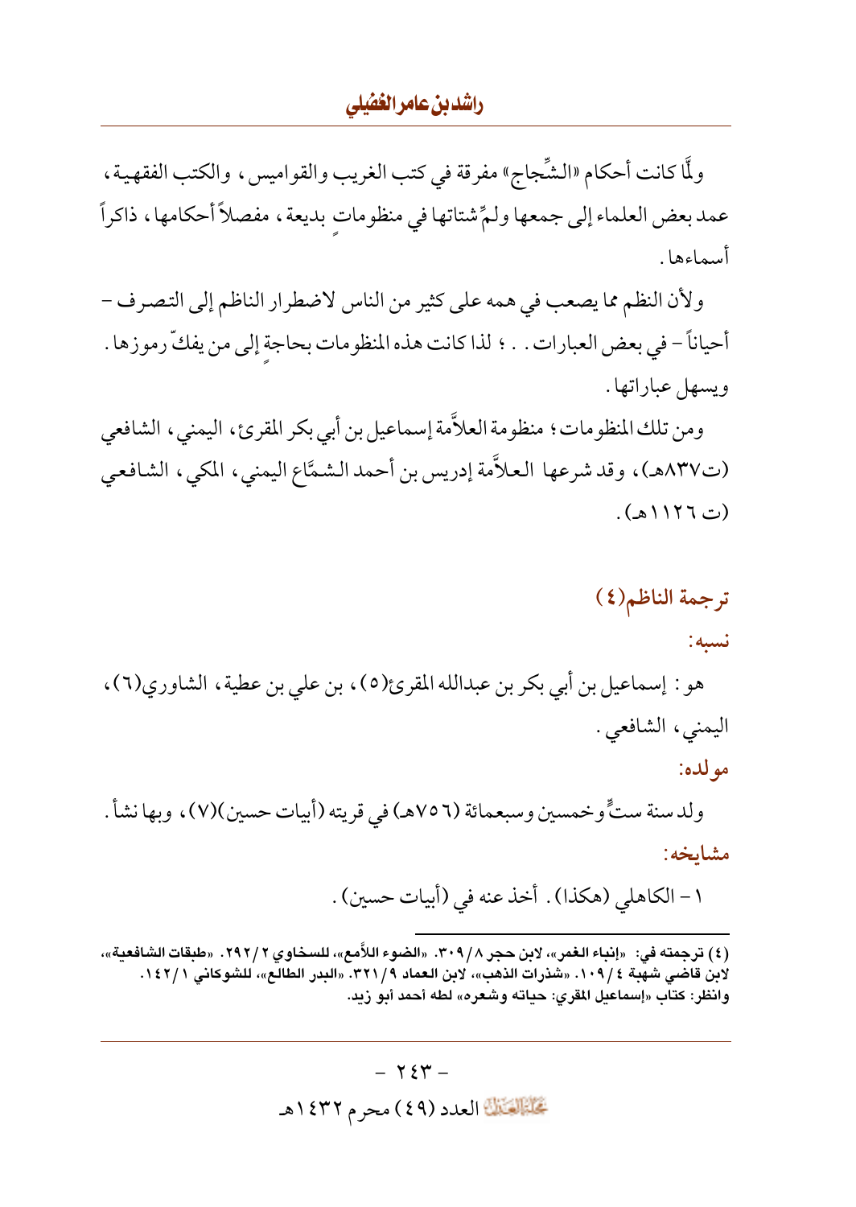ولَمَّا كانت أحكام «الشِّجاج» مفرقة في كتب الغريب والقواميس، والكتب الفقهية، عمد بعض العلماء إلى جمعها ولمِّ شتاتها في منظومات بديعة، مفصلاً أحكامها، ذاكراً أسماءها.

ولأن النظم مما يصعب في همه على كثير من الناس لاضطرار الناظم إلى التصرف - أحياناً - في بعض العبارات.. ؛ لذا كانت هذه المنظومات بحاجةٍ إلى من يفكّ رموزها. ويسهل عباراتها.

ومن تلك المنظومات؛ منظومة العلاَّمة إسماعيل بن أبي بكر المقرئ، اليمني، الشافعي (ت٨٣٧هـ)، وقد شرعها العلاَّمة إدريس بن أحمد الشمَّاع اليمني، المكي، الشافعي (ت ١١٢٦هـ).

## ترجمة الناظم(٤)

### نسبه:

هو: إسماعيل بن أبي بكر بن عبدالله المقرئ(٥)، بن علي بن عطية، الشاوري(٦)، اليمني، الشافعي.

### مولده:

ولد سنة ستٍّ وخمسين وسبعمائة (٧٥٦هـ) في قريته (أبيات حسين)(٧)، وبها نشأ.

### مشايخه:

١- الكاهلي (هكذا). أخذ عنه في (أبيات حسين).

---

(٤) ترجمته في: «إنباء الغمر»، لابن حجر ٣٠٩/٨. «الضوء اللاَّمع»، للسخاوي ٢٩٢/٢. «طبقات الشافعية»، لابن قاضي شهبة ١٠٩/٤. «شذرات الذهب»، لابن العماد ٣٢١/٩. «البدر الطالع»، للشوكاني ١٤٢/١. وانظر: كتاب «إسماعيل المقري: حياته وشعره» لطه أحمد أبو زيد.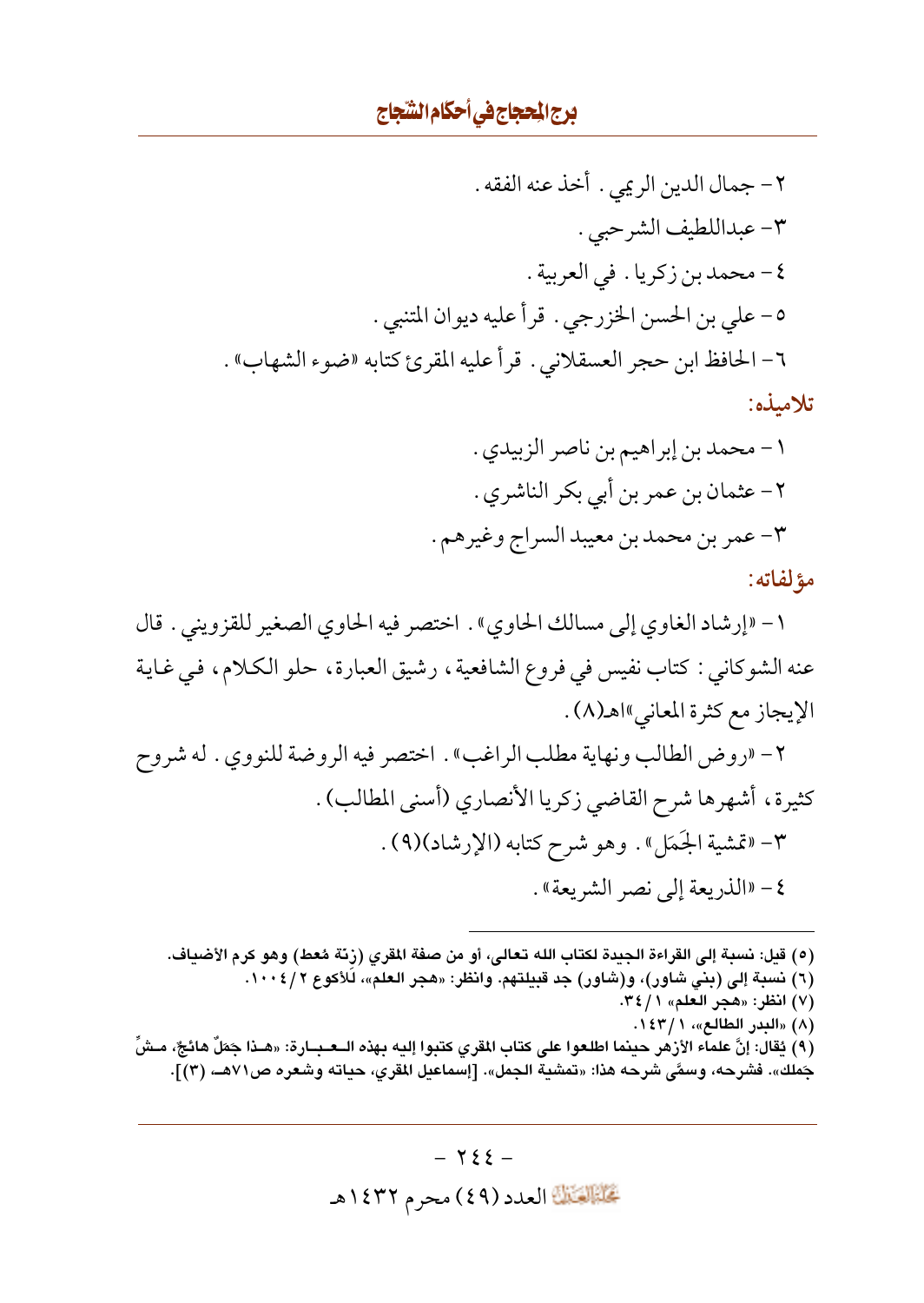٢- جمال الدين الريمي . أخذ عنه الفقه .

٣- عبداللطيف الشرجبي .

٤- محمد بن زكريا . في العربية .

٥- علي بن الحسن الخزرجي . قرأ عليه ديوان المتنبي .

٦- الحافظ ابن حجر العسقلاني . قرأ عليه المقرئ كتابه «ضوء الشهاب» .

**تلاميذه:**

١- محمد بن إبراهيم بن ناصر الزبيدي .

٢- عثمان بن عمر بن أبي بكر الناشري .

٣- عمر بن محمد بن معيبد السراج وغيرهم .

**مؤلفاته:**

١- «إرشاد الغاوي إلى مسالك الحاوي» . اختصر فيه الحاوي الصغير للقزويني . قال عنه الشوكاني : كتاب نفيس في فروع الشافعية ، رشيق العبارة ، حلو الكلام ، في غاية الإيجاز مع كثرة المعاني»اهـ(٨) .

٢- «روض الطالب ونهاية مطلب الراغب» . اختصر فيه الروضة للنووي . له شروح كثيرة ، أشهرها شرح القاضي زكريا الأنصاري (أسنى المطالب) .

٣- «تمشية الجَمَل» . وهو شرح كتابه (الإرشاد)(٩) .

٤- «الذريعة إلى نصر الشريعة» .

---

(٥) قيل: نسبة إلى القراءة الجيدة لكتاب الله تعالى، أو من صفة المقري (زنة مُعط) وهو كرم الأضياف.

(٦) نسبة إلى (بني شاور)، و(شاور) جد قبيلتهم. وانظر: «هجر العلم»، للأكوع ٢ / ١٠٠٤.

(٧) انظر: «هجر العلم» ١ / ٣٤.

(٨) «البدر الطالع»، ١ / ١٤٣.

(٩) يُقال: إنَّ علماء الأزهر حينما اطلعوا على كتاب المقري كتبوا إليه بهذه العبارة: «هذا جَمَلٌ هائجٌ، مشِّ جَملك». فشرحه، وسمَّى شرحه هذا: «تمشية الجمل». [إسماعيل المقري، حياته وشعره ص٧١هـ (٣)].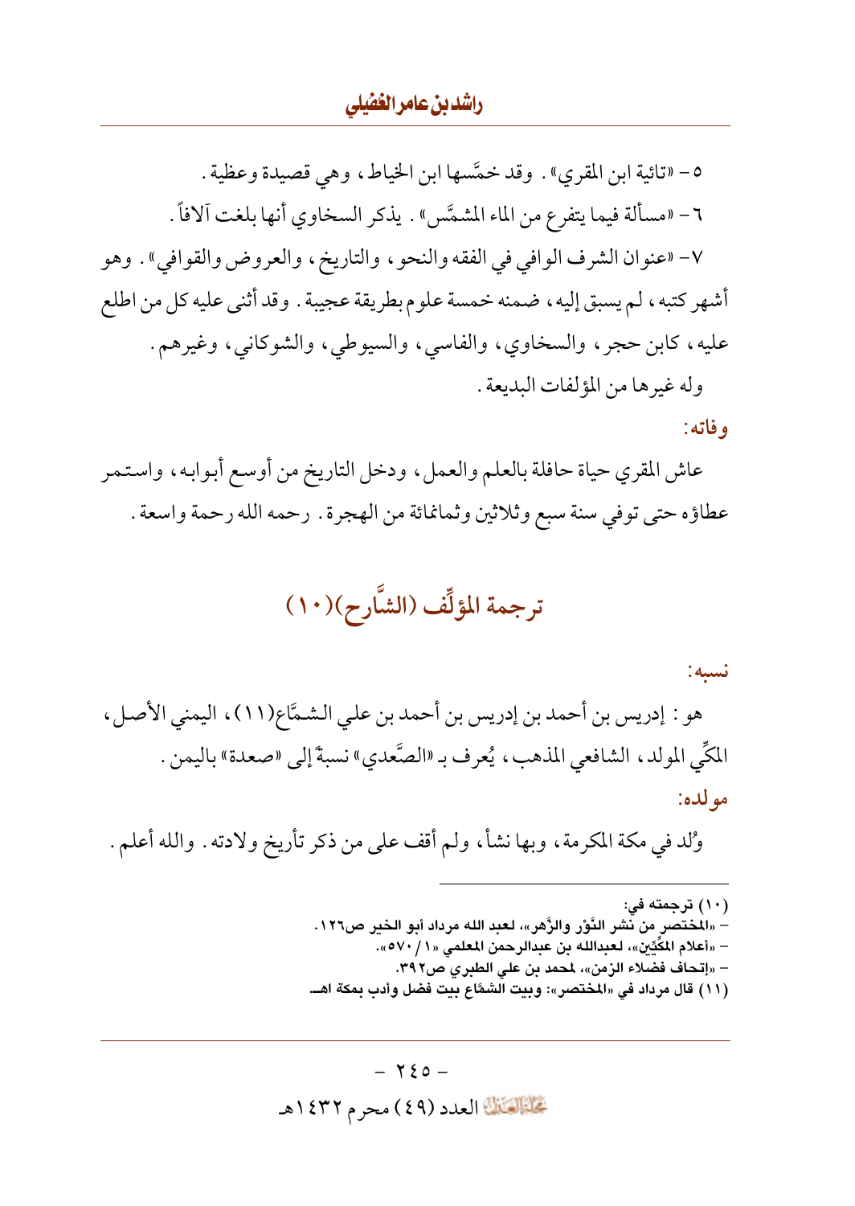٥- «تائية ابن المقري». وقد خمَّسها ابن الخياط، وهي قصيدة وعظية.

٦- «مسألة فيما يتفرع من الماء المشمَّس». يذكر السخاوي أنها بلغت آلافاً.

٧- «عنوان الشرف الوافي في الفقه والنحو، والتاريخ، والعروض والقوافي». وهو أشهر كتبه، لم يسبق إليه، ضمنه خمسة علوم بطريقة عجيبة. وقد أثنى عليه كل من اطلع عليه، كابن حجر، والسخاوي، والفاسي، والسيوطي، والشوكاني، وغيرهم.

وله غيرها من المؤلفات البديعة.

**وفاته:**

عاش المقري حياة حافلة بالعلم والعمل، ودخل التاريخ من أوسع أبوابه، واستمر عطاؤه حتى توفي سنة سبع وثلاثين وثمانمائة من الهجرة. رحمه الله رحمة واسعة.

## ترجمة المؤلِّف (الشَّارح)(١٠)

**نسبه:**

هو: إدريس بن أحمد بن إدريس بن أحمد بن علي الشـمَّاع(١١)، اليمني الأصل، المكِّي المولد، الشافعي المذهب، يُعرف بـ «الصَّعدي» نسبةً إلى «صعدة» باليمن.

**مولده:**

وُلد في مكة المكرمة، وبها نشأ، ولم أقف على من ذكر تأريخ ولادته. والله أعلم.

---

(١٠) ترجمته في:
- «المختصر من نشر النَّوْر والزَّهر»، لعبد الله مرداد أبو الخير ص١٢٦.
- «أعلام المكِّيِّين»، لعبدالله بن عبدالرحمن المعلمي «١/ ٥٧٠».
- «إتحاف فضلاء الزمن»، لمحمد بن علي الطبري ص٣٩٢.

(١١) قال مرداد في «المختصر»: وبيت الشمَّاع بيت فضل وأدب بمكة اهـ.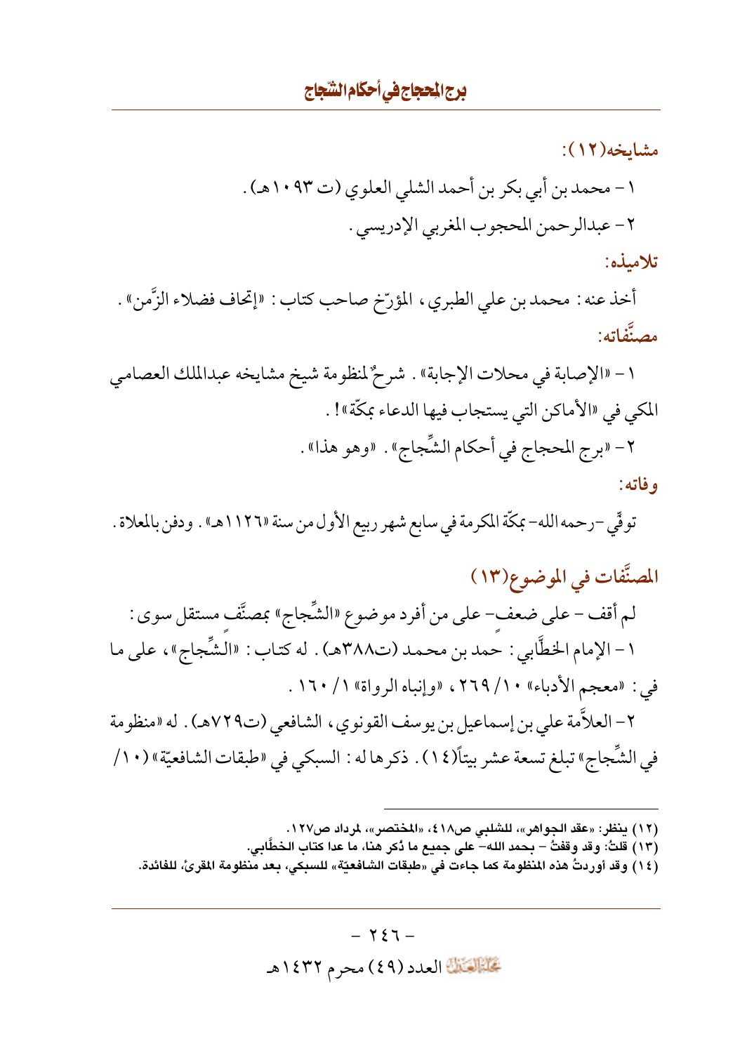مشايخه(١٢):

١- محمد بن أبي بكر بن أحمد الشلي العلوي (ت ١٠٩٣هـ).

٢- عبدالرحمن المحجوب المغربي الإدريسي.

تلاميذه:

أخذ عنه: محمد بن علي الطبري، المؤرّخ صاحب كتاب: «إتحاف فضلاء الزَّمن».

مصنَّفاته:

١- «الإصابة في محلات الإجابة». شرحٌ لمنظومة شيخ مشايخه عبدالملك العصامي المكي في «الأماكن التي يستجاب فيها الدعاء بمكّة»!.

٢- «برج المحجاج في أحكام الشِّجاج». «وهو هذا».

وفاته:

توفِّي -رحمه الله- بمكّة المكرمة في سابع شهر ربيع الأول من سنة «١١٢٦هـ». ودفن بالمعلاة.

## المصنَّفات في الموضوع(١٣)

لم أقف - على ضعفٍ- على من أفرد موضوع «الشِّجاج» بمصنَّف مستقل سوى:

١- الإمام الخطَّابي: حمد بن محمد (ت٣٨٨هـ). له كتاب: «الشِّجاج»، على ما في: «معجم الأدباء» ١٠/ ٢٦٩، «وإنباه الرواة» ١/ ١٦٠.

٢- العلاَّمة علي بن إسماعيل بن يوسف القونوي، الشافعي (ت٧٢٩هـ). له «منظومة في الشِّجاج» تبلغ تسعة عشر بيتاً(١٤). ذكرها له: السبكي في «طبقات الشافعيّة» (١٠/

---

(١٢) ينظر: «عقد الجواهر»، للشلبي ص٤١٨، «المختصر»، لمرداد ص١٢٧.

(١٣) قلتُ: وقد وقفتُ - بحمد الله- على جميع ما ذُكر هنا، ما عدا كتاب الخطَّابي.

(١٤) وقد أوردتُ هذه المنظومة كما جاءت في «طبقات الشافعيّة» للسبكي، بعد منظومة المقرئ، للفائدة.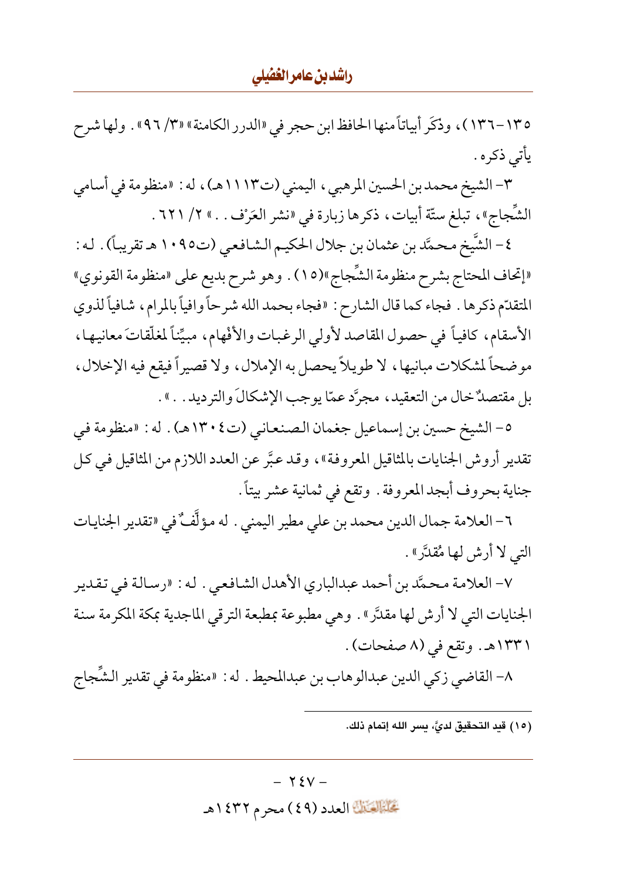١٣٥-١٣٦)، وذكَر أبياتاً منها الحافظ ابن حجر في «الدرر الكامنة» «٣/ ٩٦». ولها شرح يأتي ذكره.

٣- الشيخ محمد بن الحسين المرهبي، اليمني (ت١١١٣هـ)، له: «منظومة في أسامي الشِّجاج»، تبلغ ستّة أبيات، ذكرها زبارة في «نشر العَرْف..» ٢/ ٦٢١.

٤- الشَّيخ محمَّد بن عثمان بن جلال الحكيم الشافعي (ت١٠٩٥ هـ تقريباً). له: «إتحاف المحتاج بشرح منظومة الشِّجاج»(١٥). وهو شرح بديع على «منظومة القونوي» المتقدّم ذكرها. فجاء كما قال الشارح: «فجاء بحمد الله شرحاً وافياً بالمرام، شافياً لذوي الأسقام، كافياً في حصول المقاصد لأولي الرغبات والأفهام، مبيِّناً لمغلّقاتَ معانيها، موضحاً لمشكلات مبانيها، لا طويلاً يحصل به الإملال، ولا قصيراً فيقع فيه الإخلال، بل مقتصدٌ خال من التعقيد، مجرَّد عمّا يوجب الإشكالَ والترديد..».

٥- الشيخ حسين بن إسماعيل جغمان الصنعاني (ت١٣٠٤هـ). له: «منظومة في تقدير أروش الجنايات بالمثاقيل المعروفة»، وقد عبَّر عن العدد اللازم من المثاقيل في كل جناية بحروف أبجد المعروفة. وتقع في ثمانية عشر بيتاً.

٦- العلامة جمال الدين محمد بن علي مطير اليمني. له مؤلَّفٌ في «تقدير الجنايات التي لا أرش لها مُقدَّر».

٧- العلامة محمَّد بن أحمد عبدالباري الأهدل الشافعي. له: «رسالة في تقدير الجنايات التي لا أرش لها مقدَّر». وهي مطبوعة بمطبعة الترقي الماجدية بمكة المكرمة سنة ١٣٣١هـ. وتقع في (٨ صفحات).

٨- القاضي زكي الدين عبدالوهاب بن عبدالمحيط. له: «منظومة في تقدير الشِّجاج

---

(١٥) قيد التحقيق لديَّ، يسر الله إتمام ذلك.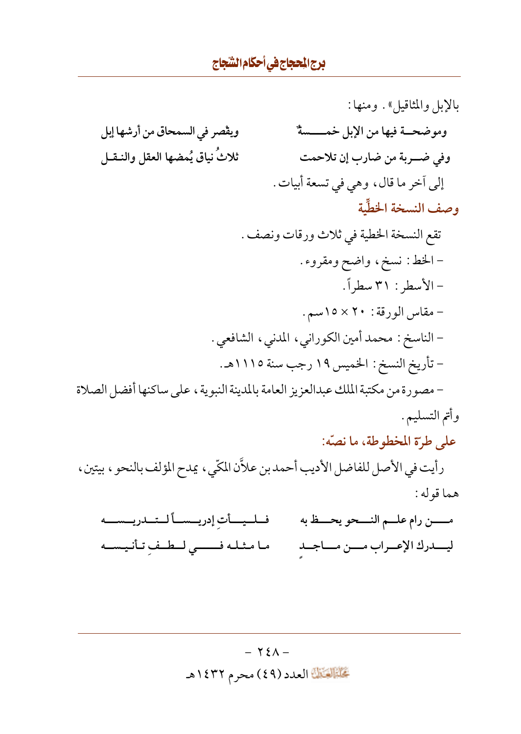بالإبل والمثاقيل». ومنها:

وموضحــة فيها من الإبل خمـــسةٌ ... ويقصر في السمحاق من أرشها إبل

وفي ضـــربة من ضارب إن تلاحمت ... ثلاثُ نياق يُمضها العقل والنـقـل

إلى آخر ما قال، وهي في تسعة أبيات.

## وصف النسخة الخطِّية

تقع النسخة الخطية في ثلاث ورقات ونصف.

- الخط: نسخ، واضح ومقروء.
- الأسطر: ٣١ سطراً.
- مقاس الورقة: ٢٠ × ١٥سم.
- الناسخ: محمد أمين الكوراني، المدني، الشافعي.
- تأريخ النسخ: الخميس ١٩ رجب سنة ١١١٥هـ.
- مصورة من مكتبة الملك عبدالعزيز العامة بالمدينة النبوية، على ساكنها أفضل الصلاة وأتم التسليم.

## على طرّة المخطوطة، ما نصّه:

رأيت في الأصل للفاضل الأديب أحمد بن علاَّن المكّي، يمدح المؤلف بالنحو، بيتين، هما قوله:

مـــن رام علــم النـــحو يحـــظ به ... فـلـيـــأتِ إدريـــساً لـتـدريـسـه

ليـــدرك الإعـــراب مـــن مـــاجـدٍ ... مـا مثـلـه فــــي لـطـفِ تـأنيـسـه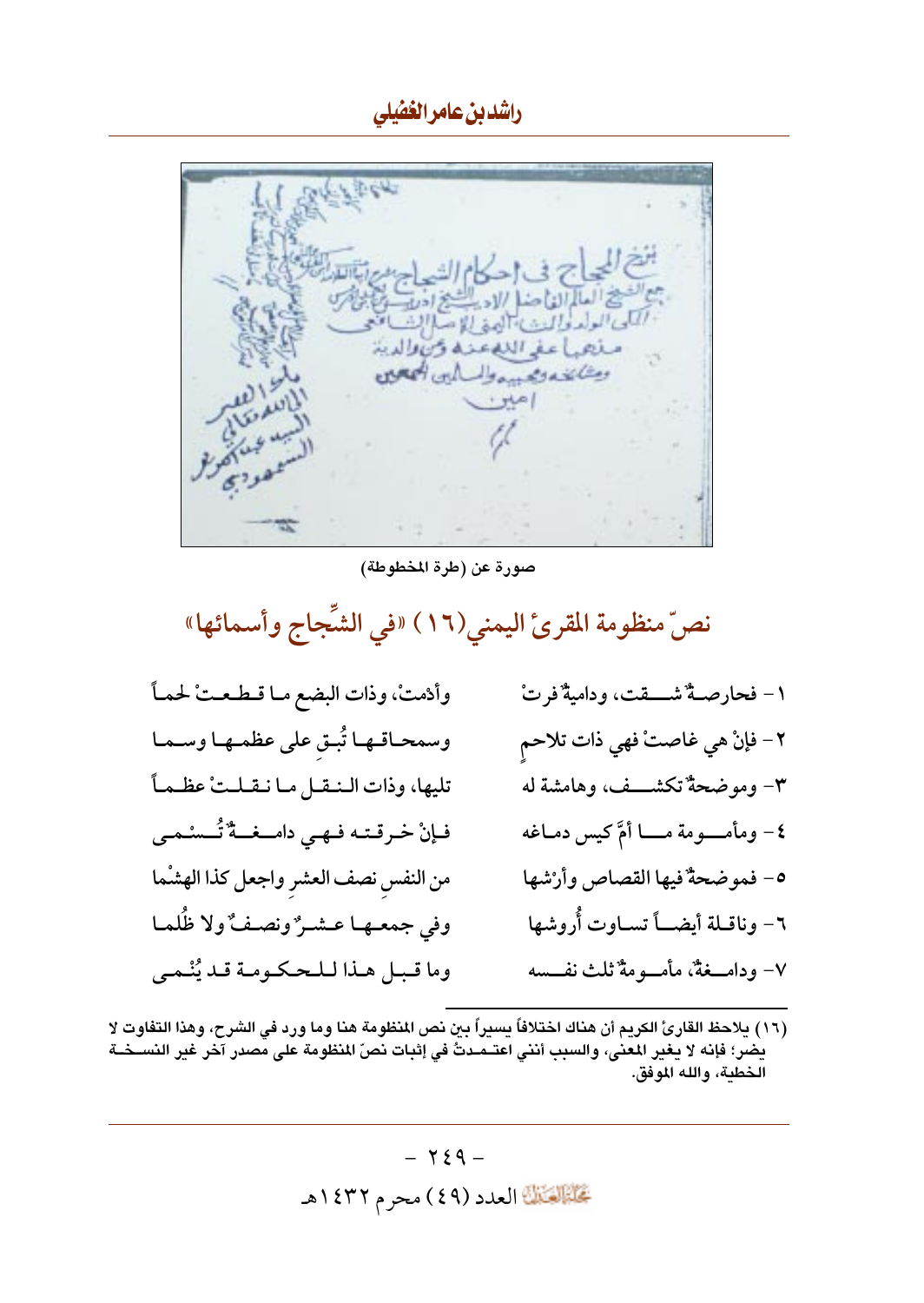صورة عن (طرة المخطوطة)

## نصّ منظومة المقرئ اليمني(١٦) «في الشِّجاج وأسمائها»

| | |
|---|---|
| ١ – فحارصـةٌ شـــقت، وداميةٌ فرتْ | وأدْمتْ، وذات البضع مـا قـطـعـتْ لحمـاً |
| ٢ – فإنْ هي غاصتْ فهي ذات تلاحمٍ | وسمحـاقـهـا تُبـقِ على عظمـهـا وسـمـا |
| ٣– وموضحةٌ تكشـــف، وهامشة له | تليها، وذات الـنـقـل مـا نـقـلـتْ عظـمـاً |
| ٤ – ومأمـــومة مـــا أمَّ كيس دمـاغه | فـإنْ خـرقـتـه فـهـي دامـغـــةٌ تُـسْـمـى |
| ٥– فموضحةٌ فيها القصاص وأرْشها | من النفسِ نصف العشرِ واجعل كذا الهشْما |
| ٦– وناقـلة أيضـاً تسـاوت أُروشها | وفي جمعـهـا عـشـرٌ ونصـفٌ ولا ظُلمـا |
| ٧– ودامـغةٌ، مأمـومةٌ ثلث نفسه | وما قـبـل هـذا لـلـحـكـومـة قـد يُنْـمـى |

(١٦) يلاحظ القارئ الكريم أن هناك اختلافاً يسيراً بين نص المنظومة هنا وما ورد في الشرح، وهذا التفاوت لا يضر؛ فإنه لا يغير المعنى، والسبب أنني اعتـمـدتُ في إثبات نصّ المنظومة على مصدر آخر غير النسـخـة الخطية، والله الموفق.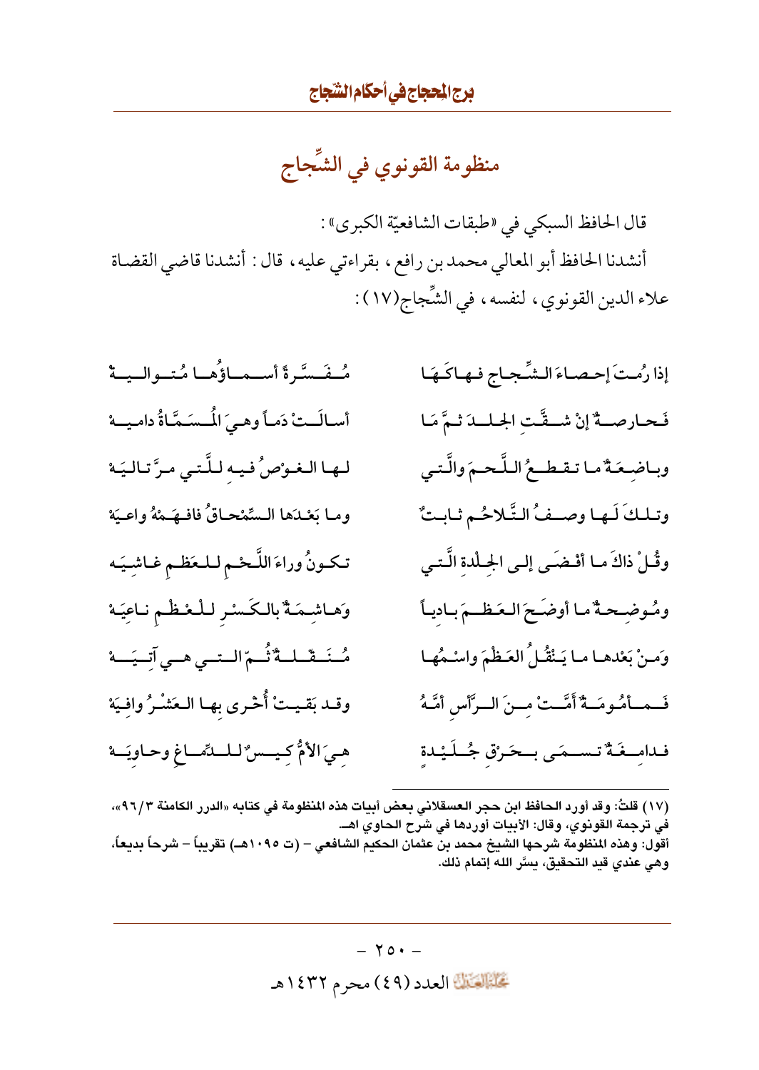## منظومة القونوي في الشِّجاج

قال الحافظ السبكي في «طبقات الشافعيّة الكبرى»:

أنشدنا الحافظ أبو المعالي محمد بن رافع، بقراءتي عليه، قال: أنشدنا قاضي القضاة علاء الدين القونوي، لنفسه، في الشِّجاج(١٧):

إذا رُمتَ إحصاءَ الشِّجاج فهاكَها ... مُفَسَّرةً أسماؤُها مُتواليةْ

فَحارصةٌ إنْ شقَّتِ الجلدَ ثمَّ ما ... أسالَتْ دَماً وهيَ المُسَمَّاةُ داميهْ

وباضِعَةٌ ما تقطعُ اللَّحمَ والَّتي ... لها الغوْصُ فيهِ للَّتي مرَّ تاليَهْ

وتلكَ لَها وصفُ التَّلاحُم ثابتٌ ... وما بَعْدَها السِّمْحاقُ فافهَمْهُ واعيَهْ

وقُلْ ذاكَ ما أفْضَى إلى الجِلْدةِ الَّتي ... تكونُ وراءَ اللَّحْم للعَظْم غاشِيَه

ومُوضِحةٌ ما أوضَحَ العَظْمَ بادياً ... وَهاشِمَةٌ بالكَسْرِ للْعظْم ناعِيَهْ

وَمنْ بَعْدها ما يَنْقُلُ العَظْمَ واسْمُها ... مُنَقّلةٌ ثُمّ التي هي آتِيَهْ

فَمأمُومَةٌ أمَّتْ منَ الرَّأسِ أمَّهُ ... وقد بَقيتْ أُخْرى بها العَشْرُ وافيَهْ

فدامِغَةٌ تسمَى بخَرْقِ جُلَيْدةٍ ... هيَ الأمُّ كيسٌ للدِّماغِ وحاوِيَهْ

---

(١٧) قلتُ: وقد أورد الحافظ ابن حجر العسقلاني بعض أبيات هذه المنظومة في كتابه «الدرر الكامنة ٣/٩٦»، في ترجمة القونوي، وقال: الأبيات أوردها في شرح الحاوي اهـ.
أقول: وهذه المنظومة شرحها الشيخ محمد بن عثمان الحكيم الشافعي - (ت ١٠٩٥هـ) تقريباً - شرحاً بديعاً، وهي عندي قيد التحقيق، يسَّر الله إتمام ذلك.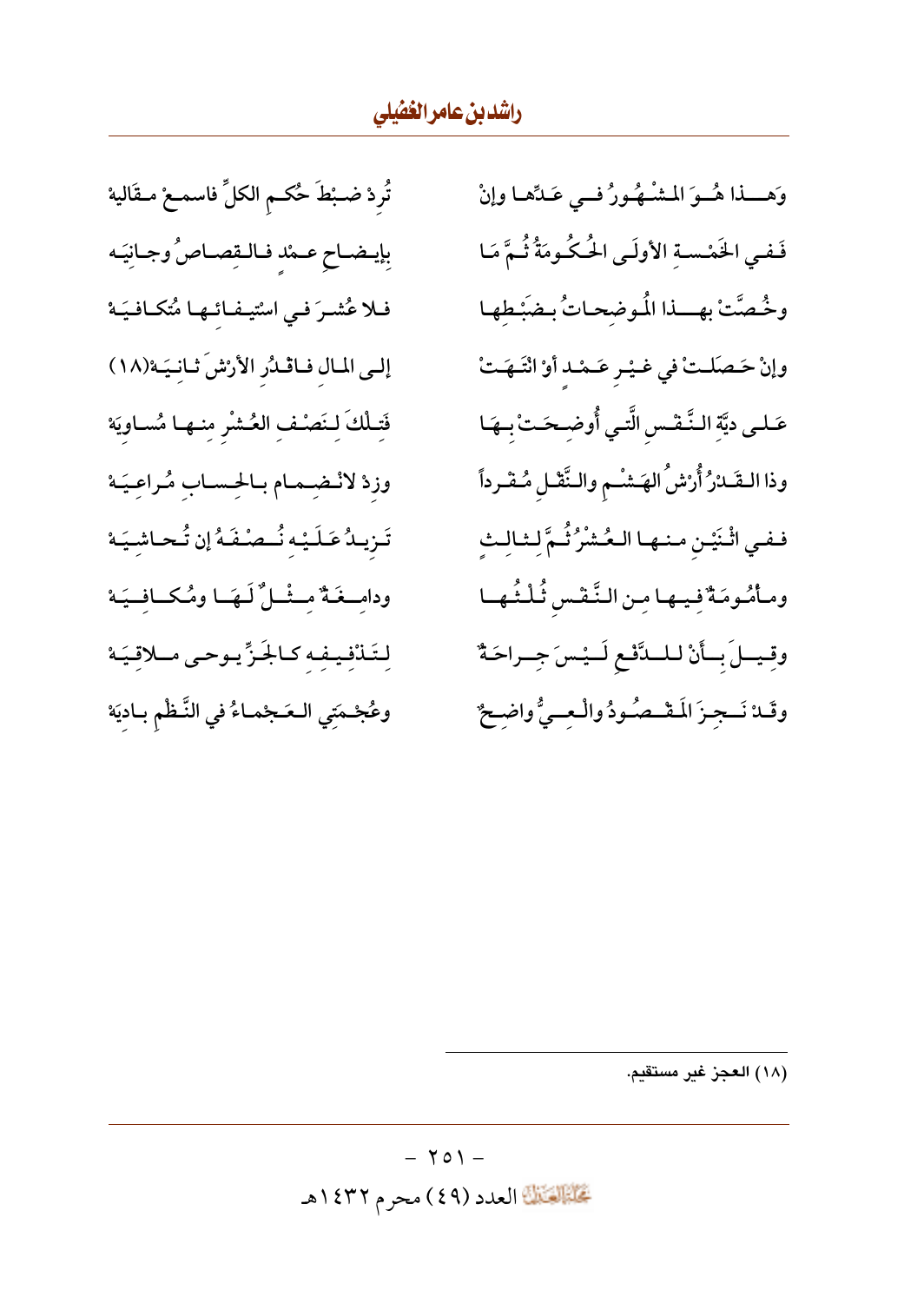وَهـــذا هُــوَ المـشْـهُـورُ فــي عَـدِّهـا وإنْ تُرِدْ ضـبْطَ حُكـمِ الكلِّ فاسمـعْ مـقَاليهْ

فَـفـي الخَمْـسـةِ الأولَـى الحُـكُـومَةُ ثُـمَّ مَـا بإيـضـاحِ عـمْدٍ فـالـقِصـاصُ وجـانِيَـه

وخُـصَّتْ بهـــذا المُـوضِـحـاتُ بـضَبْـطِها فـلا عُشْـرَ فـي اسْتِيـفـائِـها مُتكـافـيَـهْ

وإنْ حَـصَلَـتْ في غـيْـرِ عَـمْـدٍ أوْ انْتَـهَـتْ إلـى المـالِ فـاقْـدُرِ الأرْشَ ثـانـيَـهْ(١٨)

عَـلـى دِيَّةِ الـنَّـفْـسِ الَّتـي أُوضِـحَـتْ بِـهَـا فَتِـلْكَ لِـنَصْـفِ العُـشْرِ منـهـا مُساوِيَهْ

وذا الـقَـدْرُ أُرْشُ الهَـشْـمِ والـنَّقْـلِ مُـقْـرداً وزِدْ لانْـضِـمـام بـالحِـسـابِ مُـراعِـيَـهْ

فـفـي اثْـنَيْـنِ مـنـهـا الـعُـشْرُ ثُـمَّ لِـثـالِـثٍ تَـزيـدُ عَـلَـيْـهِ نُـصْـفَـهُ إن تُـحـاشِـيَـهْ

ومـأْمُـومَـةٌ فِـيـهـا مِـن الـنَّـفْـسِ ثُـلْـثُـهـا ودامِــغَـةٌ مِــثْــلٌ لَـهَـا ومُـكــافِــيَـهْ

وقِـيــلَ بِــأَنْ لـلــدَّفْـعِ لَـيْـسَ جِــراحَـةٌ لِـتَـذْفِـيـفِـهِ كـالجَـزِّ يـوحـى مـلاقِـيَـهْ

وقَـدْ نَــجِـزَ المَـقْـصُـودُ والْـعِـيُّ واضِـحٌ وعُجْـمَتِي الـعَـجْمـاءُ في النَّـظْمِ بـادِيَهْ

---

(١٨) العجز غير مستقيم.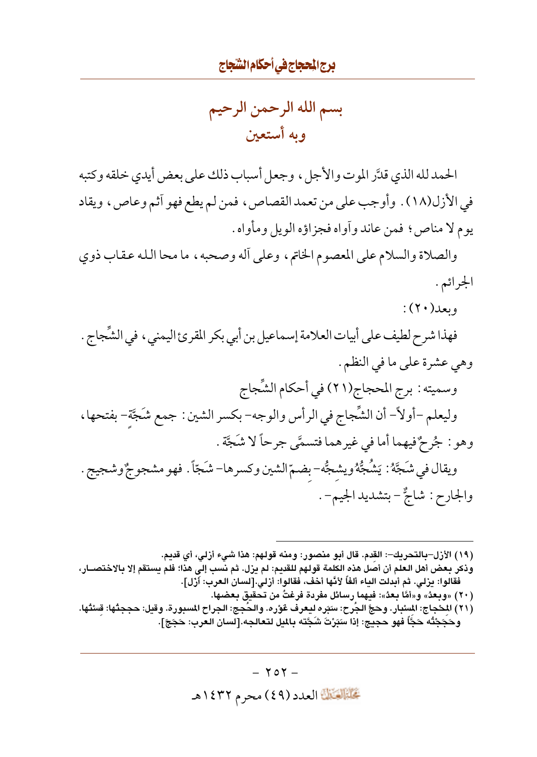## بسم الله الرحمن الرحيم
## وبه أستعين

الحمد لله الذي قدَّر الموت والأجل، وجعل أسباب ذلك على بعض أيدي خلقه وكتبه في الأزل(١٨). وأوجب على من تعمد القصاص، فمن لم يطع فهو آثم وعاص، ويقاد يوم لا مناص؛ فمن عاند وآواه فجزاؤه الويل ومأواه.

والصلاة والسلام على المعصوم الخاتم، وعلى آله وصحبه، ما محا الله عقاب ذوي الجرائم.

وبعد(٢٠):

فهذا شرح لطيف على أبيات العلامة إسماعيل بن أبي بكر المقرئ اليمني، في الشِّجاج. وهي عشرة على ما في النظم.

وسميته: برج المحجاج(٢١) في أحكام الشِّجاج

وليعلم -أولاً- أن الشِّجاج في الرأس والوجه- بكسر الشين: جمع شَجَّةٍ- بفتحها، وهو: جُرحٌ فيهما أما في غيرهما فتسمَّى جرحاً لا شَجَّة.

ويقال في شَجَّهُ: يَشُجُّهُ ويشجُّه- بِضمّ الشين وكسرها- شَجّاً. فهو مشجوجٌ وشجيج.

والجارح: شاجٌّ - بتشديد الجيم-.

---

(١٩) الأزل-بالتحريك-: القدم. قال أبو منصور: ومنه قولهم: هذا شيء أزلي، أي قديم.
وذكر بعض أهل العلم أن أصل هذه الكلمة قولهم للقديم: لم يزل. ثم نسب إلى هذا؛ فلم يستقم إلا بالاختصار، فقالوا: يزلي. ثم أبدلت الياء ألفاً لأنَّها أخف، فقالوا: أزلي.[لسان العرب: أَزَل].

(٢٠) «وبعدُ» و«أمَّا بعدُ»: فيهما رسائل مفردة فرغتُ من تحقيق بعضها.

(٢١) المِحْجاج: المِسْبار. وحَجَّ الجُرح: سَبَره ليعرف غَوْره. والحُجج: الجراح المسبورة. وقيل: حججتُها: قِستُها. وحَجَجْتُه حَجَّاً فهو حجيج: إذا سَبَرْتَ شَجَّته بالميل لتعالجه.[لسان العرب: حَجَجَ].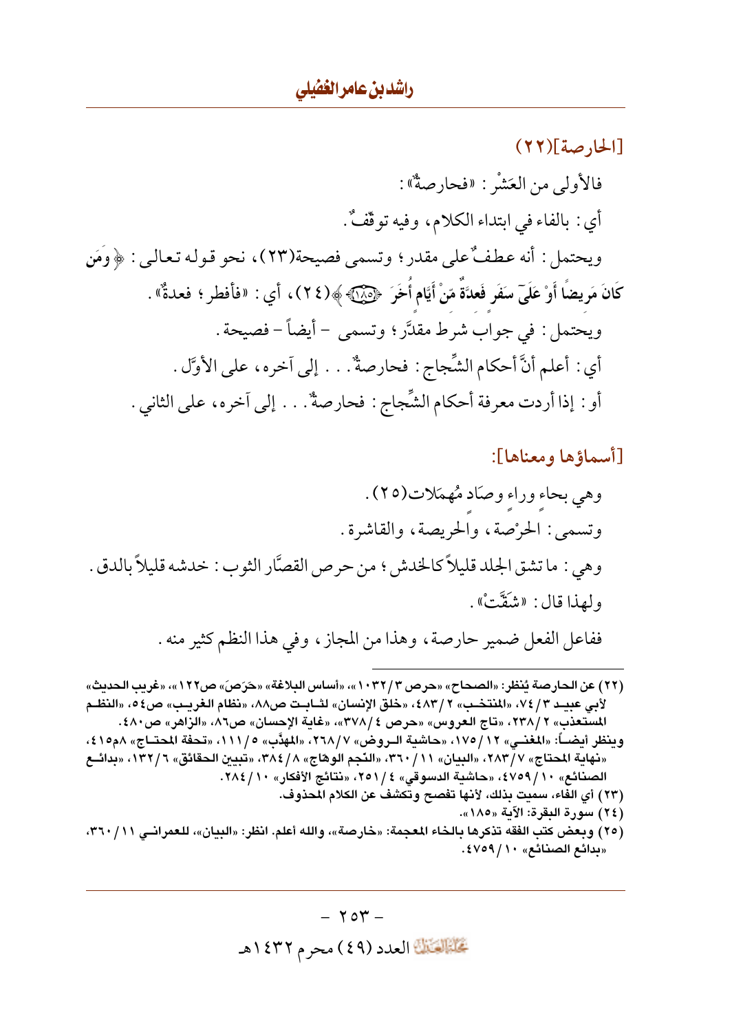### [الحارصة](٢٢)

فالأولى من العَشْر: «فحارصةٌ»:

أي: بالفاء في ابتداء الكلام، وفيه توقّفٌ.

ويحتمل: أنه عطفٌ على مقدر؛ وتسمى فصيحة(٢٣)، نحو قوله تعالى: ﴿وَمَن كَانَ مَرِيضًا أَوْ عَلَىٰ سَفَرٍ فَعِدَّةٌ مِّنْ أَيَّامٍ أُخَرَ ﴿١٨٥﴾﴾(٢٤)، أي: «فأفطر؛ فعدةٌ».

ويحتمل: في جواب شرط مقدَّر؛ وتسمى - أيضاً - فصيحة.

أي: أعلم أنَّ أحكام الشِّجاج: فحارصةٌ... إلى آخره، على الأوَّل.

أو: إذا أردت معرفة أحكام الشِّجاج: فحارصةٌ... إلى آخره، على الثاني.

### [أسماؤها ومعناها]:

وهي بحاءٍ وراءٍ وصَاد مُهمَلات(٢٥).

وتسمى: الحرْصة، والحريصة، والقاشرة.

وهي: ما تشق الجلد قليلاً كالخدش؛ من حرص القصَّار الثوب: خدشه قليلاً بالدق.

ولهذا قال: «شقَّتْ».

ففاعل الفعل ضمير حارصة، وهذا من المجاز، وفي هذا النظم كثير منه.

---

(٢٢) عن الحارصة يُنظر: «الصحاح» «حرص ٣/١٠٣٢»، «أساس البلاغة» «حَرَصَ» ص١٢٢»، «غريب الحديث» لأبي عبيد ٣/٧٤، «المنتخب» ٢/٤٨٣، «خلق الإنسان» لثابت ص٨٨، «نظام الغريب» ص٥٤، «النظم المستعذب» ٢/٢٣٨، «تاج العروس» «حرص ٤/٣٧٨»، «غاية الإحسان» ص٨٦، «الزاهر» ص٤٨٠.

وينظر أيضاً: «المغني» ١٢/١٧٥، «حاشية الروض» ٧/٢٦٨، «المهذّب» ٥/١١١، «تحفة المحتاج» ٨م٤١٥، «نهاية المحتاج» ٧/٢٨٣، «البيان» ١١/٣٦٠، «النجم الوهّاج» ٨/٣٨٤، «تبيين الحقائق» ٦/١٣٢، «بدائع الصنائع» ١٠/٤٧٥٩، «حاشية الدسوقي» ٤/٢٥١، «نتائج الأفكار» ١٠/٢٨٤.

(٢٣) أي الفاء، سميت بذلك، لأنها تفصح وتكشف عن الكلام المحذوف.

(٢٤) سورة البقرة: الآية «١٨٥».

(٢٥) وبعض كتب الفقه تذكرها بالخاء المعجمة: «خارصة»، والله أعلم. انظر: «البيان»، للعمراني ١١/٣٦٠، «بدائع الصنائع» ١٠/٤٧٥٩.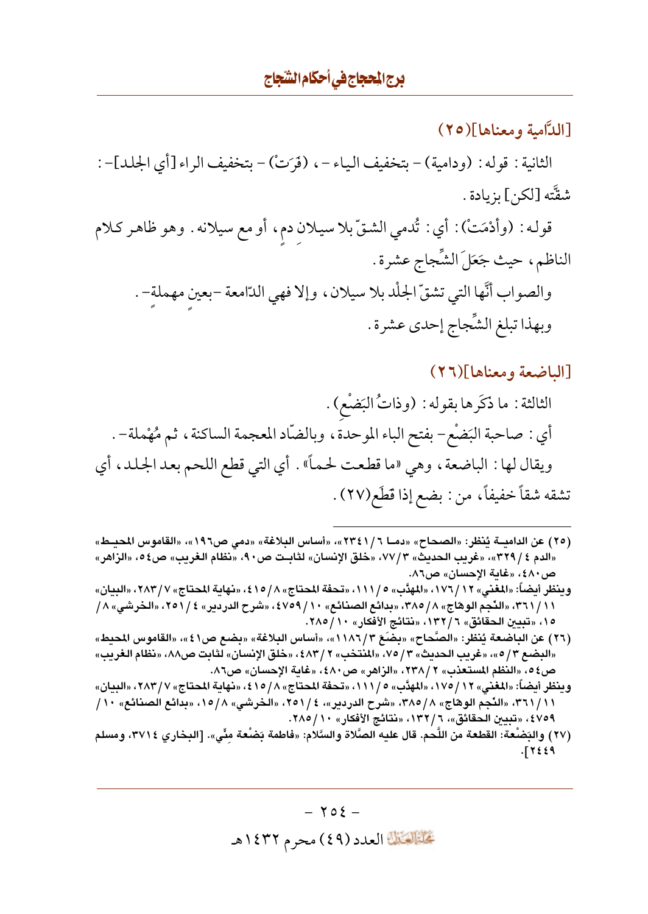## [الدَّامية ومعناها](٢٥)

الثانية: قوله: (ودامية) - بتخفيف الياء -، (فَرَتْ) - بتخفيف الراء [أي الجلد]-: شقَّته [لكن] بزيادة.

قوله: (وأدْمَتْ): أي: تُدمي الشقّ بلا سيلانِ دمٍ، أو مع سيلانه. وهو ظاهر كلام الناظم، حيث جَعَلَ الشِّجاج عشرة.

والصواب أنَّها التي تشقّ الجلْد بلا سيلان، وإلا فهي الدّامعة -بعينٍ مهملةٍ-.

وبهذا تبلغ الشِّجاج إحدى عشرة.

## [الباضعة ومعناها](٢٦)

الثالثة: ما ذكَرها بقوله: (وذاتُ البَضْعِ).

أي: صاحبة البَضْعِ- بفتح الباء الموحدة، وبالضّاد المعجمة الساكنة، ثم مُهْملة-.

ويقال لها: الباضعة، وهي «ما قطعت لحماً». أي التي قطع اللحم بعد الجلد، أي تشقه شقاً خفيفاً، من: بضع إذا قطَع(٢٧).

---

(٢٥) عن الدامية يُنظر: «الصحاح» «دما ٦/ ٢٣٤١»، «أساس البلاغة» «دمي ص١٩٦»، «القاموس المحيط» «الدم ٤/ ٣٢٩»، «غريب الحديث» ٣/ ٧٧، «خلق الإنسان» لثابت ص٩٠، «نظام الغريب» ص٥٤، «الزاهر» ص٤٨٠، «غاية الإحسان» ص٨٦.

وينظر أيضاً: «المغني» ١٢/ ١٧٦، «المهذَّب» ٥/ ١١١، «تحفة المحتاج» ٨/ ٤١٥، «نهاية المحتاج» ٧/ ٢٨٣، «البيان» ١١/ ٣٦١، «النّجم الوهّاج» ٨/ ٣٨٥، «بدائع الصنائع» ١٠/ ٤٧٥٩، «شرح الدردير» ٤/ ٢٥١، «الخرشي» ٨/ ١٥، «تبيين الحقائق» ٦/ ١٣٢، «نتائج الأفكار» ١٠/ ٢٨٥.

(٢٦) عن الباضعة يُنظر: «الصّحاح» «بضَعَ ٣/ ١١٨٦»، «أساس البلاغة» «بضع ص٤١»، «القاموس المحيط» «البضع ٣/ ٥»، «غريب الحديث» ٣/ ٧٥، «المنتخب» ٢/ ٤٨٣، «خلق الإنسان» لثابت ص٨٨، «نظام الغريب» ص٥٤، «النظم المستعذب» ٢/ ٢٣٨، «الزاهر» ص٤٨٠، «غاية الإحسان» ص٨٦.

وينظر أيضاً: «المغني» ١٢/ ١٧٥، «المهذَّب» ٥/ ١١١، «تحفة المحتاج» ٨/ ٤١٥، «نهاية المحتاج» ٧/ ٢٨٣، «البيان» ١١/ ٣٦١، «النّجم الوهّاج» ٨/ ٣٨٥، «شرح الدردير»، ٤/ ٢٥١، «الخرشي» ٨/ ١٥، «بدائع الصنائع» ١٠/ ٤٧٥٩، «تبيين الحقائق»، ٦/ ١٣٢، «نتائج الأفكار» ١٠/ ٢٨٥.

(٢٧) والبَضْعة: القطعة من اللَّحم. قال عليه الصَّلاة والسَّلام: «فاطمة بَضْعة مِنِّي». [البخاري ٣٧١٤، ومسلم ٢٤٤٩].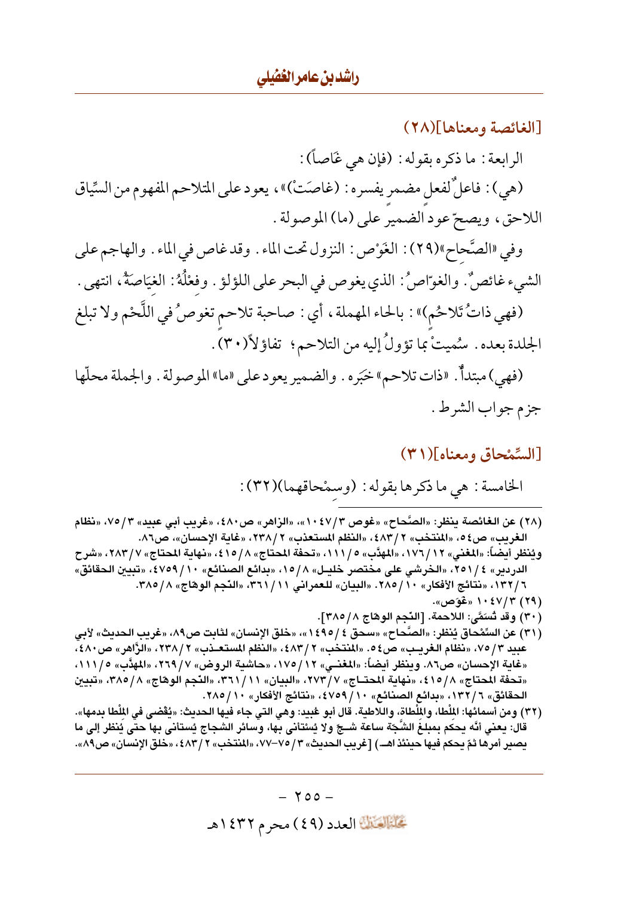### [الغائصة ومعناها](٢٨)

الرابعة: ما ذكره بقوله: (فإن هي غَاصاً):

(هي): فاعلٌ لفعلٍ مضمرٍ يفسره: (غاصَتْ)»، يعود على المتلاحم المفهوم من السِّياق اللاحق، ويصحّ عود الضمير على (ما) الموصولة.

وفي «الصَّحاح»(٢٩): الغَوْص: النزول تحت الماء. وقد غاص في الماء. والهاجم على الشيء غائصٌ. والغوّاصُ: الذي يغوص في البحر على اللؤلؤ. وفعْلُهُ: الغِيَاصَةُ، انتهى.

(فهي ذاتُ تَلاحُم)»: بالحاء المهملة، أي: صاحبة تلاحمٍ تغوصُ في اللَّحْم ولا تبلغ الجلدة بعده. سُميتْ بما تؤولُ إليه من التلاحم؛ تفاؤلاً(٣٠).

(فهي) مبتدأٌ. «ذات تلاحم» خبَره. والضمير يعود على «ما» الموصولة. والجملة محلّها جزم جواب الشرط.

### [السِّمْحاق ومعناه](٣١)

الخامسة: هي ما ذكرها بقوله: (وسِمْحاقهما)(٣٢):

---

(٢٨) عن الغائصة ينظر: «الصَّحاح» «غوص ٣/١٠٤٧»، «الزاهر» ص٤٨٠، «غريب أبي عبيد» ٣/٧٥، «نظام الغريب» ص٥٤، «المنتخب» ٢/٤٨٣، «النظم المستعذب» ٢/٢٣٨، «غاية الإحسان»، ص٨٦.
ويُنظر أيضاً: «المغني» ١٢/١٧٦، «المهذَّب» ٥/١١١، «تحفة المحتاج» ٨/٤١٥، «نهاية المحتاج» ٧/٢٨٣، «شرح الدردير» ٤/٢٥١، «الخرشي على مختصر خليل» ٨/١٥، «بدائع الصنائع» ١٠/٤٧٥٩، «تبيين الحقائق» ٦/١٣٢، «نتائج الأفكار» ١٠/٢٨٥. «البيان» للعمراني ١١/٣٦١، «النّجم الوهّاج» ٨/٣٨٥.

(٢٩) ٣/١٠٤٧ «غوَص».

(٣٠) وقد تُسَمَّى: اللاحمة. [النّجم الوهّاج ٨/٣٨٥].

(٣١) عن السِّمْحاق يُنظر: «الصَّحاح» «سحق ٤/١٤٩٥»، «خلق الإنسان» لثابت ص٨٩، «غريب الحديث» لأبي عبيد ٣/٧٥، «نظام الغريب» ص٥٤، «المنتخب» ٢/٤٨٣، «النظم المستعذب» ٢/٢٣٨، «الزَّاهر» ص٤٨٠، «غاية الإحسان» ص٨٦. ويُنظر أيضاً: «المغني» ١٢/١٧٥، «حاشية الروض» ٧/٢٦٩، «المهذَّب» ٥/١١١، «تحفة المحتاج» ٨/٤١٥، «نهاية المحتاج» ٧/٢٧٣، «البيان» ١١/٣٦١، «النّجم الوهّاج» ٨/٣٨٥، «تبيين الحقائق» ٦/١٣٢، «بدائع الصنائع» ١٠/٤٧٥٩، «نتائج الأفكار» ١٠/٢٨٥.

(٣٢) ومن أسمائها: المِلْطا، والمِلْطاة، واللاطية. قال أبو عُبيد: وهي التي جاء فيها الحديث: «يُقْضى في المِلْطا بدمها». قال: يعني أنَّه يحكم بمبلغ الشَّجَّة ساعة شجَّ ولا يُستأنى بها، وسائر الشجاج يُستأنى بها حتى يُنظر إلى ما يصير أمرها ثمّ يحكم فيها حينئذ اهـ) [غريب الحديث» ٣/٧٥-٧٧، «المنتخب» ٢/٤٨٣، «خلق الإنسان» ص٨٩».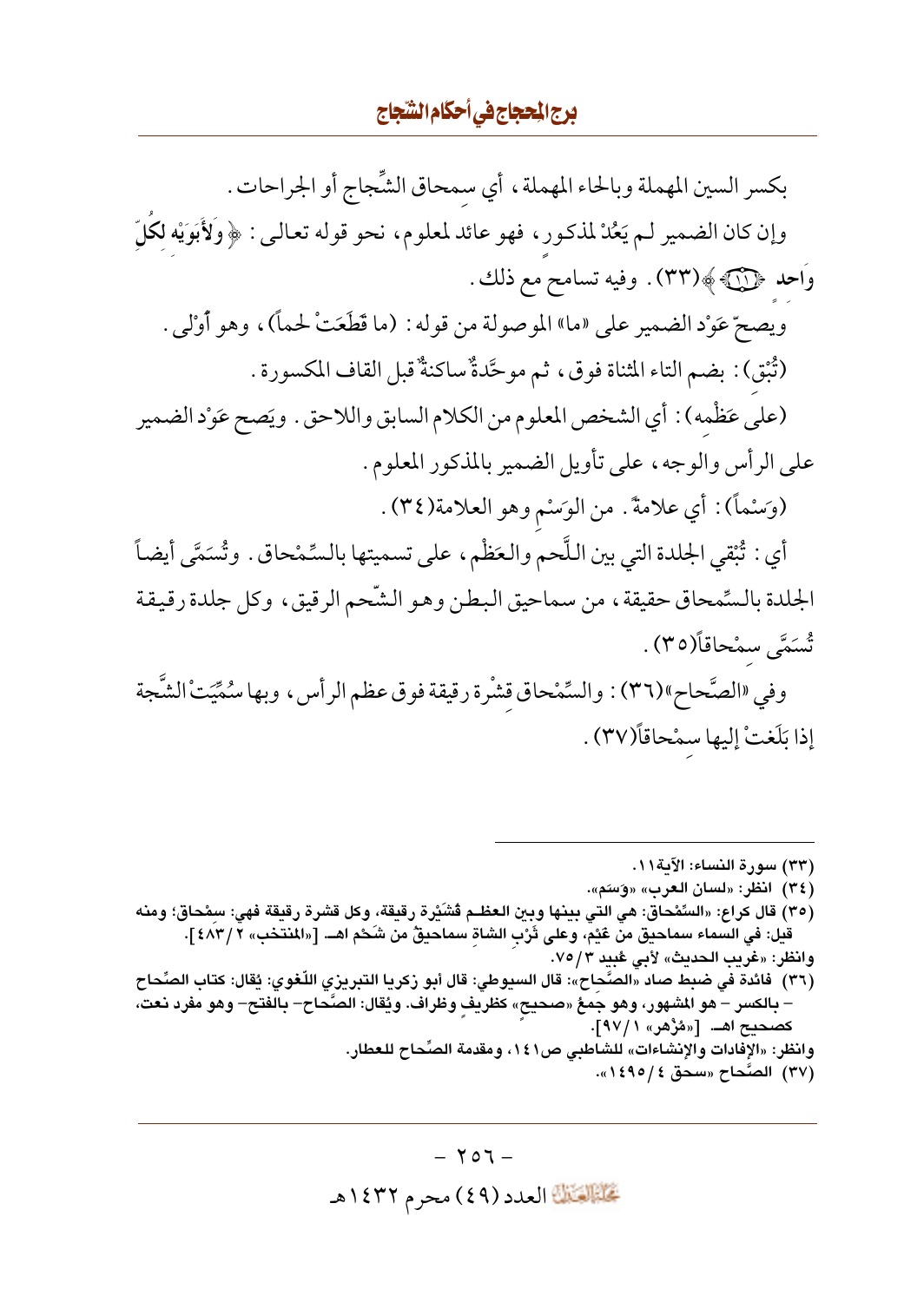بكسر السين المهملة وبالحاء المهملة، أي سِمحاق الشِّجاج أو الجراحات.

وإن كان الضمير لـم يَعُدْ لمذكـور، فهو عائد لمعلوم، نحو قوله تعالى: ﴿وَلِأَبَوَيْهِ لِكُلِّ وَاحِدٍ ﴿١١﴾﴾(٣٣). وفيه تسامحٌ مع ذلك.

ويصحّ عَوْد الضمير على «ما» الموصولة من قوله: (ما قَطَعَتْ لحماً)، وهو أَوْلى.

(تُبْق): بضم التاء المثناة فوق، ثم موحَّدةٌ ساكنةٌ قبل القاف المكسورة.

(على عَظْمِه): أي الشخص المعلوم من الكلام السابق واللاحق. ويَصح عَوْد الضمير على الرأس والوجه، على تأويل الضمير بالمذكور المعلوم.

(وَسْماً): أي علامةً. من الوَسْمِ وهو العلامة(٣٤).

أي: تُبْقي الجلدة التي بين اللَّحم والعَظْم، على تسميتها بالسِّمْحاق. وتُسَمَّى أيضاً الجلدة بالسِّمحاق حقيقة، من سماحيق البطن وهو الشّحم الرقيق، وكل جلدة رقيقة تُسَمَّى سِمْحاقاً(٣٥).

وفي «الصَّحاح»(٣٦): والسِّمْحاق قِشْرة رقيقة فوق عظم الرأس، وبها سُمِّيَتْ الشَّجة إذا بَلَغتْ إليها سِمْحاقاً(٣٧).

---

(٣٣) سورة النساء: الآية١١.

(٣٤) انظر: «لسان العرب» «وَسَم».

(٣٥) قال كراع: «السِّمْحاق: هي التي بينها وبين العظـم قُشَيْرة رقيقة، وكل قشرة رقيقة فهي: سِمْحاق؛ ومنه قيل: في السماء سماحيق من غَيْم، وعلى ثَرْبِ الشاةِ سماحيقُ من شَحْم اهـ [«المنتخب» ٢/ ٤٨٣].
وانظر: «غريب الحديث» لأبي عُبيد ٣/ ٧٥.

(٣٦) فائدة في ضبط صاد «الصِّحاح»: قال السيوطي: قال أبو زكريا التبريزي اللّغوي: يُقال: كتاب الصِّحاح – بالكسر – هو المشهور، وهو جمعُ «صحيح» كظريفٍ وظراف. ويُقال: الصَّحاح – بالفتح – وهو مفرد نعت، كصحيح اهـ [«مُزْهر» ١/ ٩٧].
وانظر: «الإفادات والإنشاءات» للشاطبي ص١٤١، ومقدمة الصِّحاح للعطار.

(٣٧) الصِّحاح «سحق ٤/ ١٤٩٥».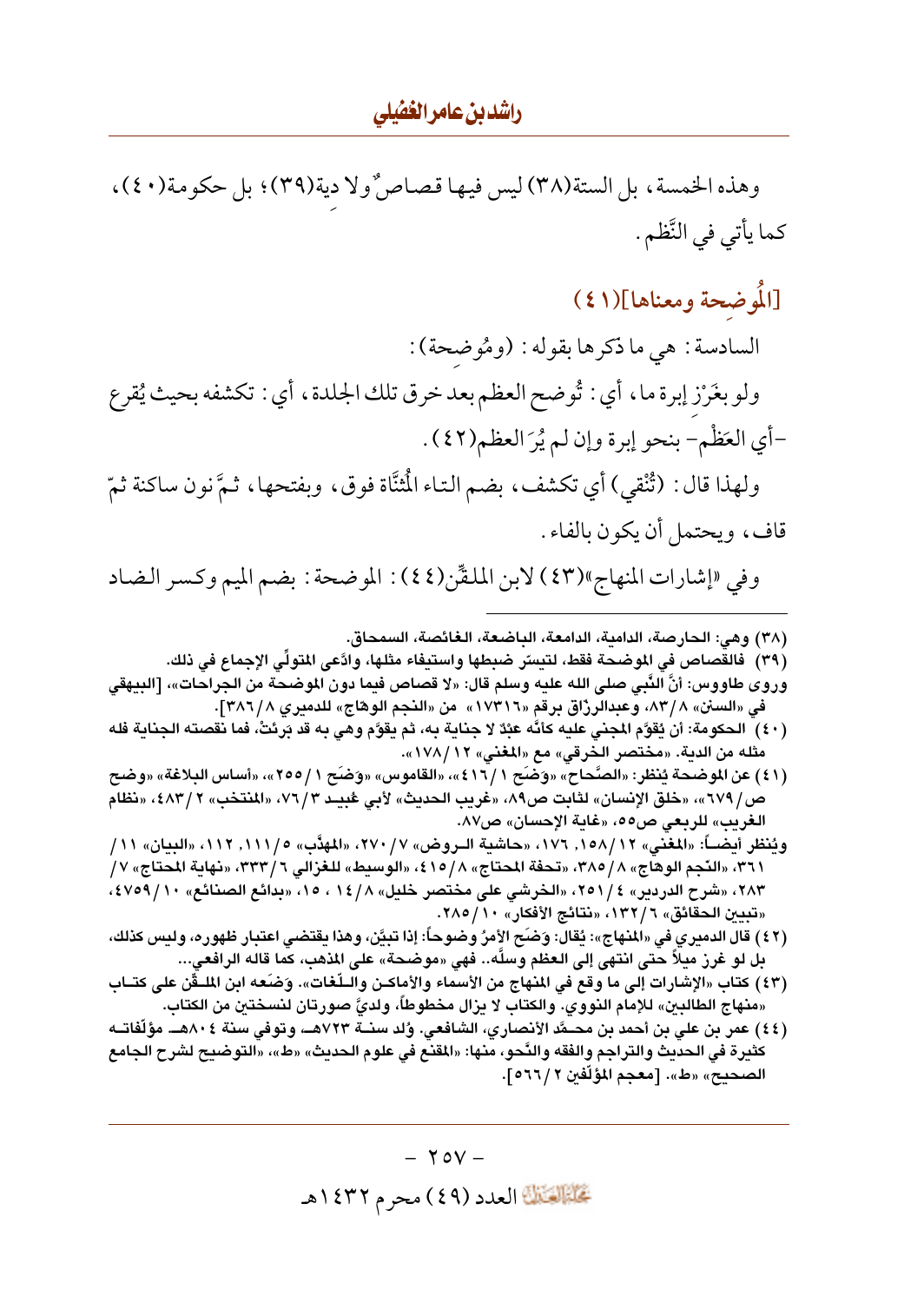وهذه الخمسة، بل الستة(٣٨) ليس فيها قصاصٌ ولا دِية(٣٩)؛ بل حكومة(٤٠)، كما يأتي في النَّظم.

## [المُوضِحة ومعناها](٤١)

السادسة: هي ما ذكرها بقوله: (ومُوضِحة):

ولو بغَرْزِ إبرة ما، أي: تُوضِح العظم بعد خرق تلك الجلدة، أي: تكشفه بحيث يُقرع -أي العَظْم- بنحو إبرة وإن لم يُرَ العظم(٤٢).

ولهذا قال: (تُنْقي) أي تكشف، بضم التاء المُثنَّاة فوق، وبفتحها، ثمَّ نون ساكنة ثمّ قاف، ويحتمل أن يكون بالفاء.

وفي «إشارات المنهاج»(٤٣) لابن الملقِّن(٤٤): الموضحة: بضم الميم وكسر الضاد

---

(٣٨) وهي: الحارصة، الدامية، الدامعة، الباضعة، الغائصة، السمحاق.

(٣٩) فالقصاص في الموضحة فقط، لتيسّر ضبطها واستيفاء مثلها، وادَّعى المتولِّي الإجماع في ذلك.
وروى طاووس: أنَّ النَّبي صلى الله عليه وسلم قال: «لا قصاص فيما دون الموضحة من الجراحات»، [البيهقي في «السنن» ٨/٨٣، وعبدالرزّاق برقم «١٧٣١٦» من «النجم الوهّاج» للدميري ٨/٣٨٦].

(٤٠) الحكومة: أن يُقوّم المجني عليه كأنّه عبْدٌ لا جناية به، ثم يقوَّم وهي به قد بَرِئتْ، فما نقصته الجناية فله مثله من الدية. «مختصر الخرقي» مع «المغني» ١٢/١٧٨».

(٤١) عن الموضحة يُنظر: «الصَّحاح» «وَضَحَ ١/٤١٦»، «القاموس» «وَضَحَ ١/٢٥٥»، «أساس البلاغة» «وضح ص/٦٧٩»، «خلق الإنسان» لثابت ص٨٩، «غريب الحديث» لأبي عُبيد ٣/٧٦، «المنتخب» ٢/٤٨٣، «نظام الغريب» للربعي ص٥٥، «غاية الإحسان» ص٨٧.
ويُنظر أيضاً: «المغني» ١٢/١٥٨، ١٧٦، «حاشية الروض» ٧/٢٧٠، «المهذَّب» ٥/١١١، ١١٢، «البيان» ١١/٣٦١، «النّجم الوهّاج» ٨/٣٨٥، «تحفة المحتاج» ٨/٤١٥، «الوسيط» للغزالي ٦/٣٣٣، «نهاية المحتاج» ٧/٢٨٣، «شرح الدردير» ٤/٢٥١، «الخرشي على مختصر خليل» ٨/١٤، ١٥، «بدائع الصنائع» ١٠/٤٧٥٩، «تبيين الحقائق» ٦/١٣٢، «نتائج الأفكار» ١٠/٢٨٥.

(٤٢) قال الدميري في «المنهاج»: يُقال: وَضَحَ الأمرُ وضوحاً: إذا تبيَّن، وهذا يقتضي اعتبار ظهوره، وليس كذلك، بل لو غرز ميلاً حتى انتهى إلى العظم وسلَّه.. فهي «موضحة» على المذهب، كما قاله الرافعي...

(٤٣) كتاب «الإشارات إلى ما وقع في المنهاج من الأسماء والأماكن واللّغات». وَضَعه ابن الملقِّن على كتاب «منهاج الطالبين» للإمام النووي. والكتاب لا يزال مخطوطاً، ولديَّ صورتان لنسختين من الكتاب.

(٤٤) عمر بن علي بن أحمد بن محمَّد الأنصاري، الشافعي. وُلد سنة ٧٢٣هـ وتوفي سنة ٨٠٤هـ مؤلّفاته كثيرة في الحديث والتراجم والفقه والنَّحو، منها: «المقنع في علوم الحديث» «ط»، «التوضيح لشرح الجامع الصحيح» «ط». [معجم المؤلّفين ٢/٥٦٦].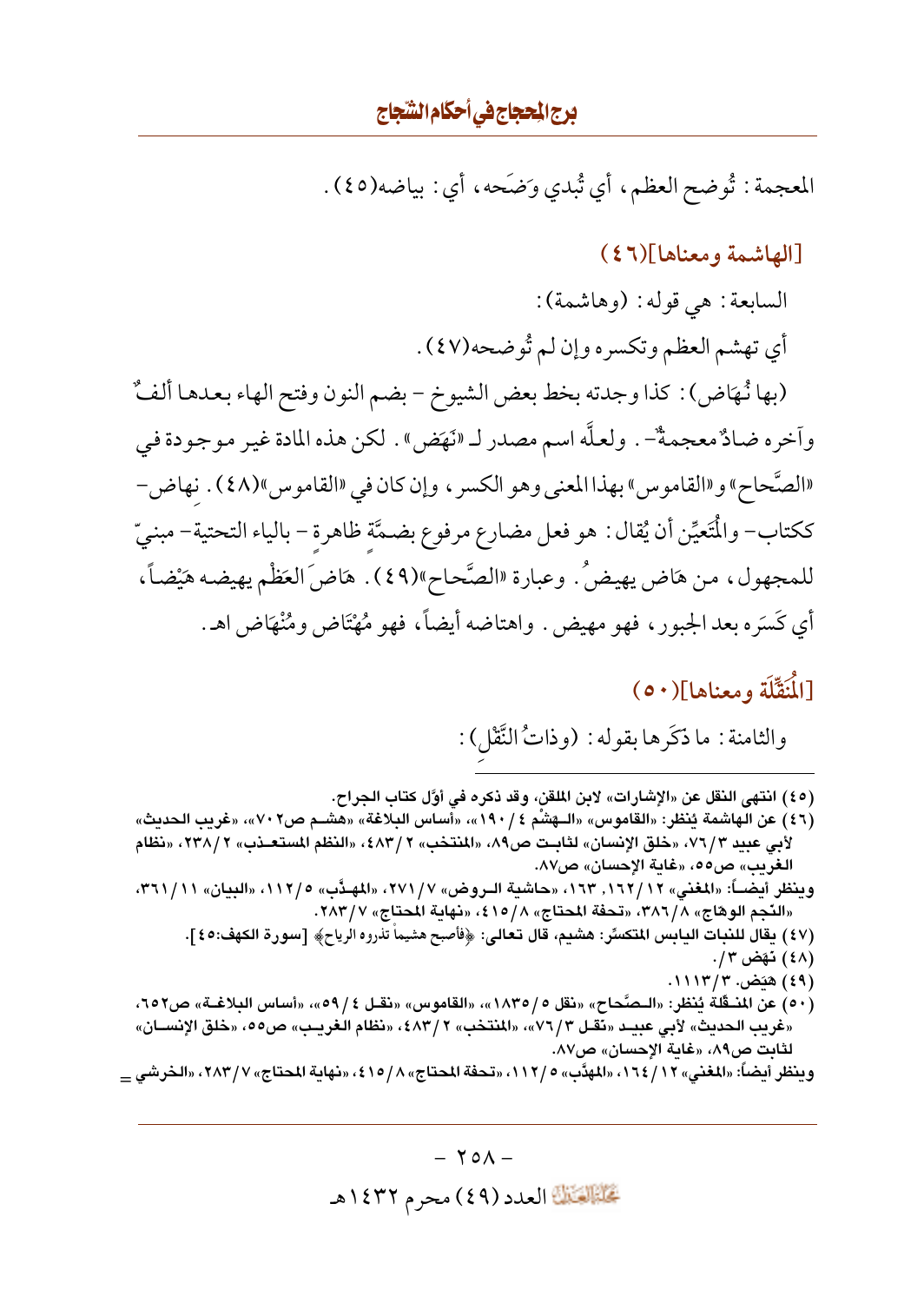المعجمة: تُوضح العظم، أي تُبدي وَضَحه، أي: بياضه(٤٥).

## [الهاشمة ومعناها](٤٦)

السابعة: هي قوله: (وهاشمة):

أي تهشم العظم وتكسره وإن لم تُوضحه(٤٧).

(بها نُهَاض): كذا وجدته بخط بعض الشيوخ - بضم النون وفتح الهاء بعدها ألفٌ وآخره ضادٌ معجمةٌ-. ولعلَّه اسم مصدر لـ «نَهَض». لكن هذه المادة غير موجودة في «الصَّحاح» و«القاموس» بهذا المعنى وهو الكسر، وإن كان في «القاموس»(٤٨). نِهاض- ككتاب- والْمُتعيِّن أن يُقال: هو فعل مضارع مرفوع بضمَّة ظاهرةٍ - بالياء التحتية- مبنيّ للمجهول، من هَاض يهيضُ. وعبارة «الصَّحاح»(٤٩). هَاضَ العَظْم يهيضه هَيْضاً، أي كَسَره بعد الجبور، فهو مهيض. واهتاضه أيضاً، فهو مُهْتَاض ومُنْهَاض اهـ.

## [الْمُنَقِّلَة ومعناها](٥٠)

والثامنة: ما ذَكَرها بقوله: (وذاتُ النَّقْلِ):

---

(٤٥) انتهى النقل عن «الإشارات» لابن الملقن، وقد ذكره في أوَّل كتاب الجراح.

(٤٦) عن الهاشمة يُنظر: «القاموس» «الـهشْم ٤ / ١٩٠»، «أساس البلاغة» «هشـم ص٧٠٢»، «غريب الحديث» لأبي عبيد ٣/٧٦، «خلق الإنسان» لثابـت ص٨٩، «المنتخب» ٢ /٤٨٣، «النظم المستعـذب» ٢ /٢٣٨، «نظام الغريب» ص٥٥، «غاية الإحسان» ص٨٧.

وينظر أيضـاً: «المغني» ١٢ /١٦٢, ١٦٣، «حاشية الـروض» ٧ /٢٧١، «المهـذَّب» ٥ /١١٢، «البيان» ١١ /٣٦١، «النّجم الوهّاج» ٨ /٣٨٦، «تحفة المحتاج» ٨ /٤١٥، «نهاية المحتاج» ٧ /٢٨٣.

(٤٧) يقال للنبات اليابس المتكسِّر: هشيم، قال تعالى: ﴿فأصبح هشيماً تذروه الرياح﴾ [سورة الكهف:٤٥].

(٤٨) نَهَض ٣ /.

(٤٩) هَيَض. ٣ /١١١٣.

(٥٠) عن المنـقِّلة يُنظر: «الـصَّحاح» «نقل ٥ /١٨٣٥»، «القاموس» «نقـل ٤ /٥٩»، «أساس البلاغـة» ص٦٥٢، «غريب الحديث» لأبي عبيـد «نقـل ٣ /٧٦»، «المنتخب» ٢ /٤٨٣، «نظام الغريـب» ص٥٥، «خلق الإنسـان» لثابت ص٨٩، «غاية الإحسان» ص٨٧.

وينظر أيضاً: «المغني» ١٢ /١٦٤، «المهذَّب» ٥ /١١٢، «تحفة المحتاج» ٨ /٤١٥، «نهاية المحتاج» ٧ /٢٨٣، «الخرشي» =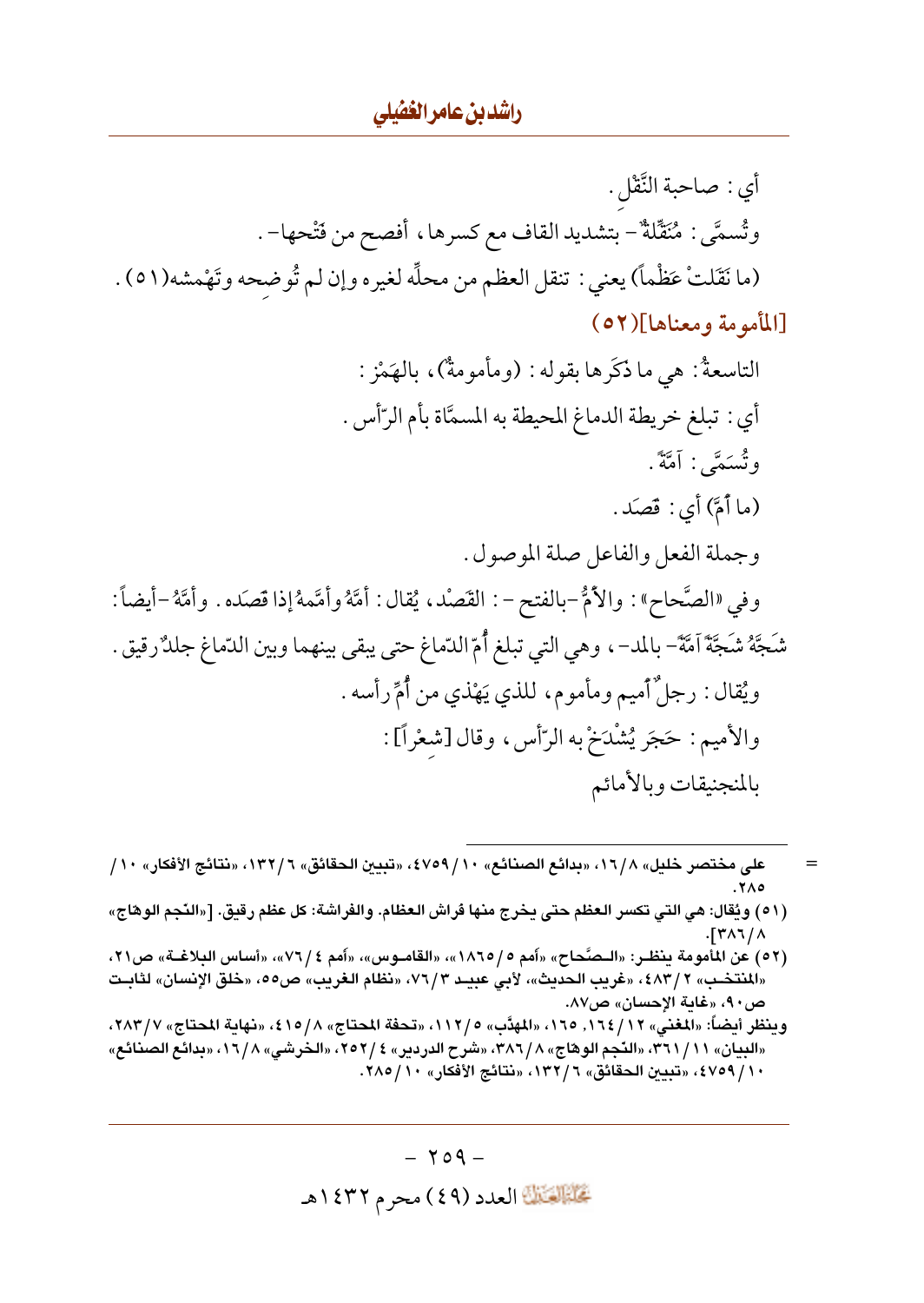أي: صاحبة النَّقْلِ.

وتُسمَّى: مُنَقِّلةٌ - بتشديد القاف مع كسرها، أفصح من فَتْحها - .

(ما نَقَلتْ عَظْماً) يعني: تنقل العظم من محلِّه لغيره وإن لم تُوضِحه وتَهْمشه(٥١).

## [المأمومة ومعناها](٥٢)

التاسعةُ: هي ما ذكَرها بقوله: (ومأمومةٌ)، بالهَمْز:

أي: تبلغ خريطة الدماغ المحيطة به المسمَّاة بأم الرّأس.

وتُسَمَّى: آمَّةً.

(ما أمَّ) أي: قَصَد.

وجملة الفعل والفاعل صلة الموصول.

وفي «الصَّحاح»: والأَمُّ -بالفتح-: القَصْد، يُقال: أمَّهُ وأمَّمهُ إذا قَصَده. وأمَّهُ -أيضاً: شَجَّهُ شَجَّةً آمَّةً- بالمد-، وهي التي تبلغ أُمّ الدّماغ حتى يبقى بينهما وبين الدّماغ جلدٌ رقيق.

ويُقال: رجلٌ أميم ومأموم، للذي يَهْذي من أُمِّ رأسه.

والأميم: حَجَر يُشْدَخُ به الرّأس، وقال [شِعْراً]:

بالمنجنيقات وبالأمائم

---

= على مختصر خليل» ٨/١٦، «بدائع الصنائع» ١٠/٤٧٥٩، «تبيين الحقائق» ٦/١٣٢، «نتائج الأفكار» ١٠/٢٨٥.

(٥١) ويُقال: هي التي تكسر العظم حتى يخرج منها فَراش العظام. والفراشة: كل عظم رقيق. [«النّجم الوهّاج» ٨/٣٨٦].

(٥٢) عن المأمومة ينظر: «الصَّحاح» «أمم ٥/١٨٦٥»، «القاموس»، «أمم ٤/٧٦»، «أساس البلاغة» ص٢١، «المنتخب» ٢/٤٨٣، «غريب الحديث»، لأبي عبيد ٣/٧٦، «نظام الغريب» ص٥٥، «خلق الإنسان» لثابت ص٩٠، «غاية الإحسان» ص٨٧.

وينظر أيضاً: «المغني» ١٢/١٦٤، ١٦٥، «المهذَّب» ٥/١١٢، «تحفة المحتاج» ٨/٤١٥، «نهاية المحتاج» ٧/٢٨٣، «البيان» ١١/٣٦١، «النّجم الوهّاج» ٨/٣٨٦، «شرح الدردير» ٤/٢٥٢، «الخرشي» ٨/١٦، «بدائع الصنائع» ١٠/٤٧٥٩، «تبيين الحقائق» ٦/١٣٢، «نتائج الأفكار» ١٠/٢٨٥.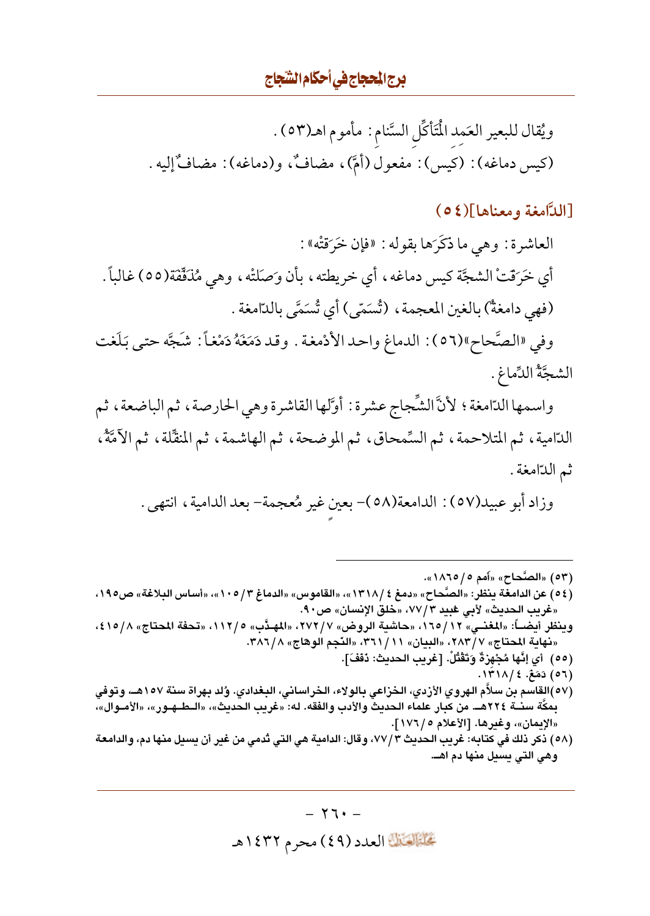ويُقال للبعير العَمِد المُتَأكِّلِ السَّنام: مأموم اهـ(٥٣).

(كيس دماغه): (كيس): مفعول (أمَّ)، مضافٌ، و(دماغه): مضافٌ إليه.

## [الدَّامغة ومعناها](٥٤)

العاشرة: وهي ما ذَكَرَها بقوله: «فإن خَرَقَتْه»:

أي خَرَقَتْ الشجَّة كيس دماغه، أي خريطته، بأن وَصَلَتْه، وهي مُذَفِّفَة(٥٥) غالباً.

(فهي دامغةٌ) بالغين المعجمة، (تُسَمّى) أي تُسَمَّى بالدّامغة.

وفي «الصَّحاح»(٥٦): الدماغ واحد الأدْمغة. وقد دَمَغَهُ دَمْغاً: شَجَّه حتى بَلَغت الشجَّةُ الدِّماغ.

واسمها الدّامغة؛ لأنَّ الشِّجاج عشرة: أوّلُها القاشرة وهي الحارصة، ثم الباضعة، ثم الدّامية، ثم المتلاحمة، ثم السِّمحاق، ثم الموضحة، ثم الهاشمة، ثم المنقِّلة، ثم الآمَّةُ، ثم الدّامغة.

وزاد أبو عبيد(٥٧): الدامعة(٥٨) - بعين غير مُعجمة - بعد الدامية، انتهى.

---

(٥٣) «الصَّحاح» «أمم ٥/١٨٦٥».

(٥٤) عن الدامغة ينظر: «الصَّحاح» «دمغ ٤/١٣١٨»، «القاموس» «الدماغ ٣/١٠٥»، «أساس البلاغة» ص١٩٥، «غريب الحديث» لأبي عُبيد ٣/٧٧، «خلق الإنسان» ص٩٠.

وينظر أيضاً: «المغني» ١٢/١٦٥، «حاشية الروض» ٧/٢٧٢، «المهذَّب» ٥/١١٢، «تحفة المحتاج» ٨/٤١٥، «نهاية المحتاج» ٧/٢٨٣، «البيان» ١١/٣٦١، «النّجم الوهاج» ٨/٣٨٦.

(٥٥) أي إنَّها مُجْهِزةٌ وَتَقْتُلْ. [غريب الحديث: ذفف].

(٥٦) دَمَغ. ٤/١٣١٨.

(٥٧) القاسم بن سلاَّم الهروي الأزدي، الخزاعي بالولاء، الخراساني، البغدادي. وُلد بهراة سنة ١٥٧هـ، وتوفي بمكَّة سنة ٢٢٤هـ من كبار علماء الحديث والأدب والفقه. له: «غريب الحديث»، «الطهور»، «الأموال»، «الإيمان»، وغيرها. [الأعلام ٥/١٧٦].

(٥٨) ذكر ذلك في كتابه: غريب الحديث ٣/٧٧، وقال: الدامية هي التي تُدمي من غير أن يسيل منها دم، والدامعة وهي التي يسيل منها دم اهـ.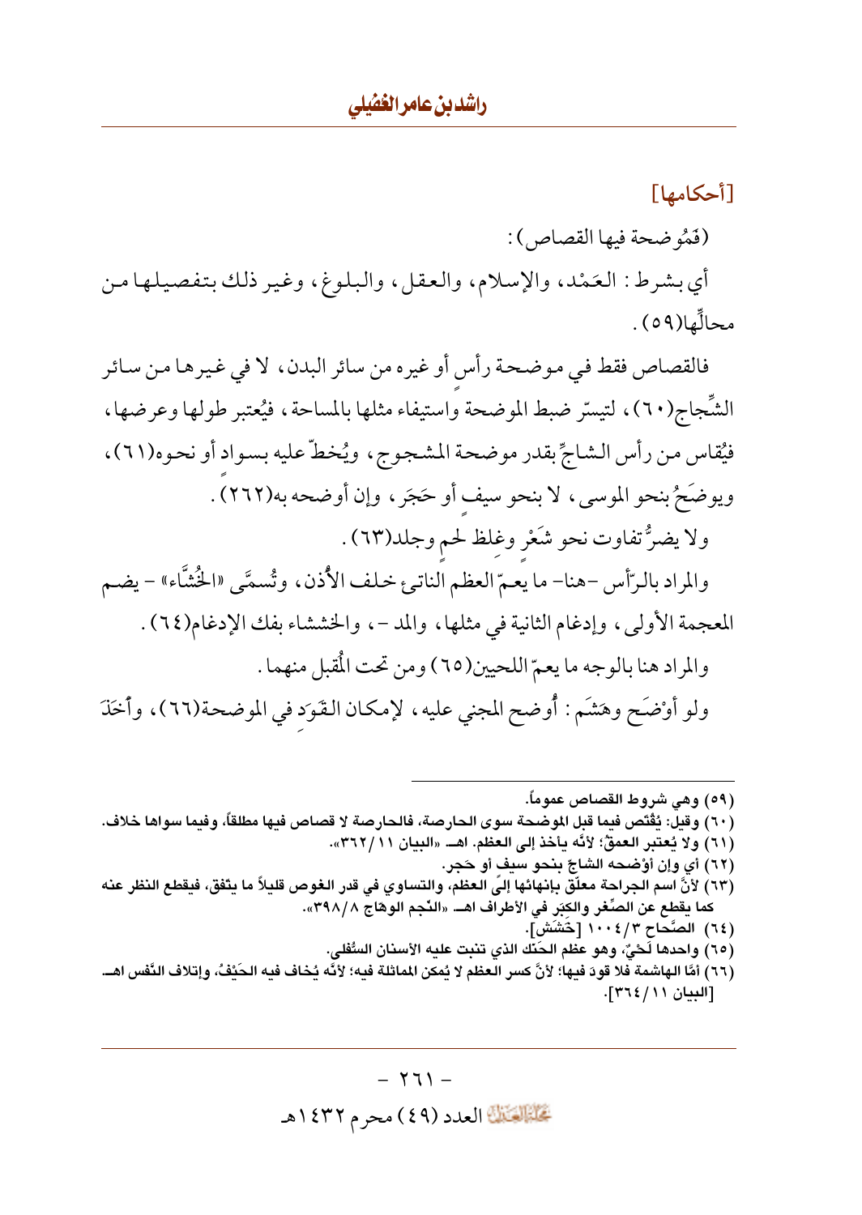## [أحكامها]

(فَمُوضحة فيها القصاص):

أي بشرط: العَمْد، والإسلام، والعقل، والبلوغ، وغير ذلك بتفصيلها من محالّها(٥٩).

فالقصاص فقط في موضحة رأسٍ أو غيره من سائر البدن، لا في غيرها من سائر الشِّجاج(٦٠)، لتيسّر ضبط الموضحة واستيفاء مثلها بالمساحة، فيُعتبر طولها وعرضها، فيُقاس من رأس الشاجِّ بقدر موضحة المشجوج، ويُخطّ عليه بسوادٍ أو نحوه(٦١)، ويوضَحُ بنحو الموسى، لا بنحو سيفٍ أو حَجَر، وإن أوضحه به(٦٢).

ولا يضرُّ تفاوت نحو شَعْرٍ وغِلَظ لحمٍ وجلد(٦٣).

والمراد بالرّأس -هنا- ما يعمّ العظم الناتئ خلف الأُذن، وتُسمَّى «الخُشَّاء» - بضم المعجمة الأولى، وإدغام الثانية في مثلها، والمد -، والخششاء بفك الإدغام(٦٤).

والمراد هنا بالوجه ما يعمّ اللحيين(٦٥) ومن تحت المُقبل منهما.

ولو أوْضَح وهَشَم: أُوضح المجني عليه، لإمكان القَوَد في الموضحة(٦٦)، وأُخَذَ

---

(٥٩) وهي شروط القصاص عموماً.

(٦٠) وقيل: يُقْتَص فيما قبل الموضحة سوى الحارصة، فالحارصة لا قصاص فيها مطلقاً، وفيما سواها خلاف.

(٦١) ولا يُعتبر العمقُ؛ لأنَّه يأخذ إلى العظم. اهـ «البيان ١١/٣٦٢».

(٦٢) أي وإن أوْضحه الشاجّ بنحو سيفٍ أو حَجر.

(٦٣) لأنَّ اسم الجراحة معلّق بإنهائها إلى العظم، والتساوي في قدر الغوص قليلاً ما يتفق، فيقطع النظر عنه كما يقطع عن الصِّغر والكِبَر في الأطراف اهـ «النّجم الوهّاج ٨/٣٩٨».

(٦٤) الصِّحاح ٣/١٠٠٤ [خَشَش].

(٦٥) واحدها لَحْيٌ، وهو عظم الحَنَك الذي تنبت عليه الأسنان السُّفلى.

(٦٦) أمَّا الهاشمة فلا قودَ فيها؛ لأنَّ كسر العظم لا يُمكن المماثلة فيه؛ لأنَّه يُخاف فيه الحَيْفُ، وإتلاف النّفس اهـ [البيان ١١/٣٦٤].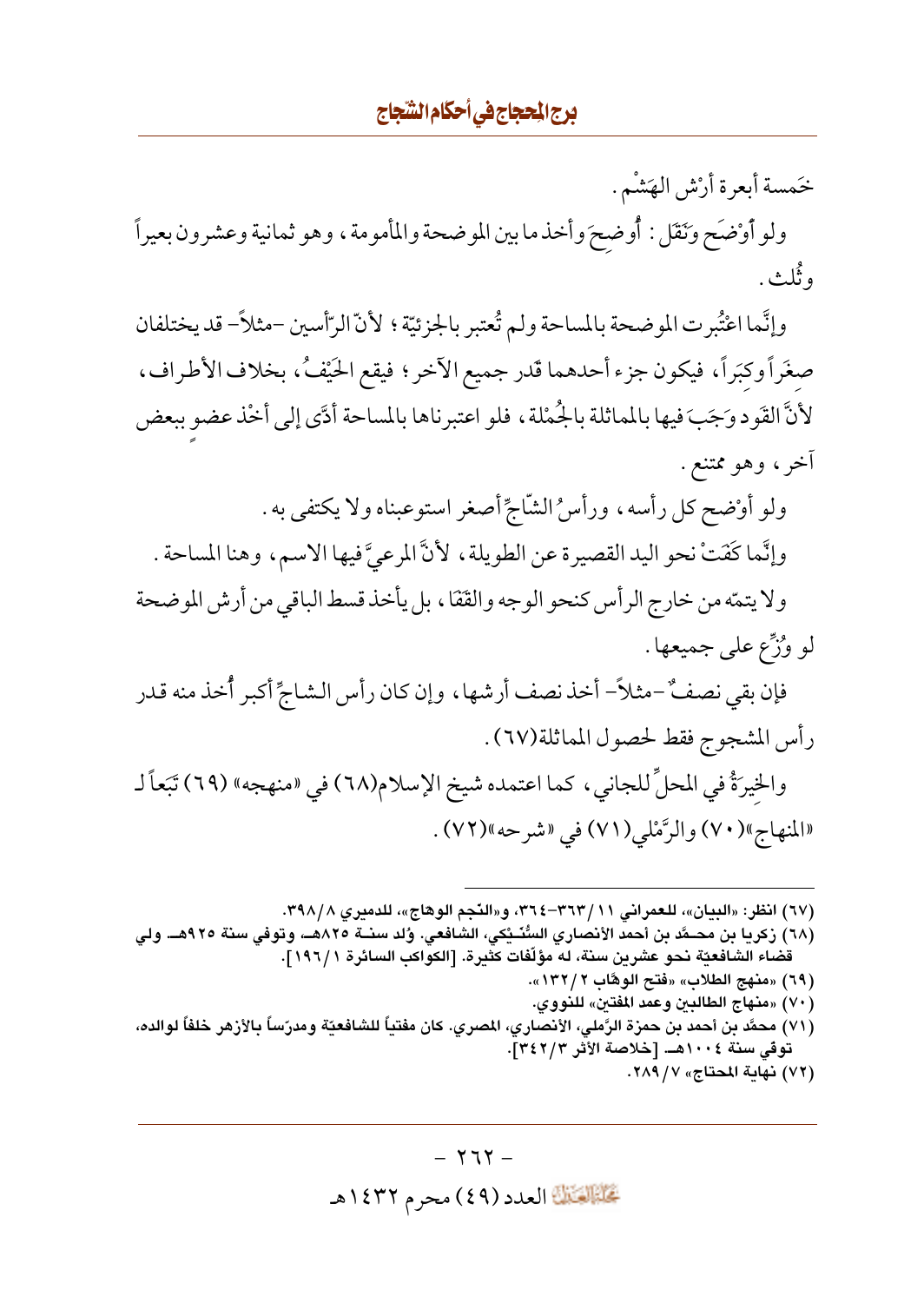خَمسة أبعرة أرْش الهَشْم.

ولو أوْضَح ونَقَل: أُوضِحَ وأخذ ما بين الموضحة والمأمومة، وهو ثمانية وعشرون بعيراً وثُلث.

وإنَّما اعتُبِرت الموضحة بالمساحة ولم تُعتبر بالجزئيّة؛ لأنّ الرّأسين -مثلاً- قد يختلفان صِغَراً وكِبَراً، فيكون جزء أحدهما قَدر جميع الآخر؛ فيقع الحَيْفُ، بخلاف الأطراف، لأنَّ القَود وَجَبَ فيها بالمماثلة بالجُمْلة، فلو اعتبرناها بالمساحة أدَّى إلى أخْذ عضو ببعض آخر، وهو ممتنع.

ولو أوْضح كل رأسه، ورأسُ الشّاجِّ أصغر استوعبناه ولا يكتفى به.

وإنَّما كَفَتْ نحو اليد القصيرة عن الطويلة، لأنَّ المرعيَّ فيها الاسم، وهنا المساحة.

ولا يتمّه من خارج الرأس كنحو الوجه والقَفَا، بل يأخذ قسط الباقي من أرش الموضحة لو وُزِّع على جميعها.

فإن بقي نصفٌ -مثلاً- أخذ نصف أرشها، وإن كان رأس الشاجِّ أكبر أُخذ منه قدر رأس المشجوج فقط لحصول المماثلة(٦٧).

والخِيرَةُ في المحلِّ للجاني، كما اعتمده شيخ الإسلام(٦٨) في «منهجه» (٦٩) تَبَعاً لـ «المنهاج»(٧٠) والرَّمْلي(٧١) في «شرحه»(٧٢).

---

(٦٧) انظر: «البيان»، للعمراني ١١/٣٦٣-٣٦٤، و«النّجم الوهاج»، للدميري ٨/٣٩٨.

(٦٨) زكريا بن محمَّد بن أحمد الأنصاري السُّنَيْكي، الشافعي. وُلد سنة ٨٢٥هـ، وتوفي سنة ٩٢٥هـ ولي قضاء الشافعيّة نحو عشرين سنة، له مؤلّفات كثيرة. [الكواكب السائرة ١/١٩٦].

(٦٩) «منهج الطلاب» «فتح الوهّاب ٢/١٣٢».

(٧٠) «منهاج الطالبين وعمد المفتين» للنووي.

(٧١) محمَّد بن أحمد بن حمزة الرَّملي، الأنصاري، المصري. كان مفتياً للشافعيّة ومدرّساً بالأزهر خلفاً لوالده، توفي سنة ١٠٠٤هـ [خلاصة الأثر ٣/٣٤٢].

(٧٢) نهاية المحتاج» ٧/٢٨٩.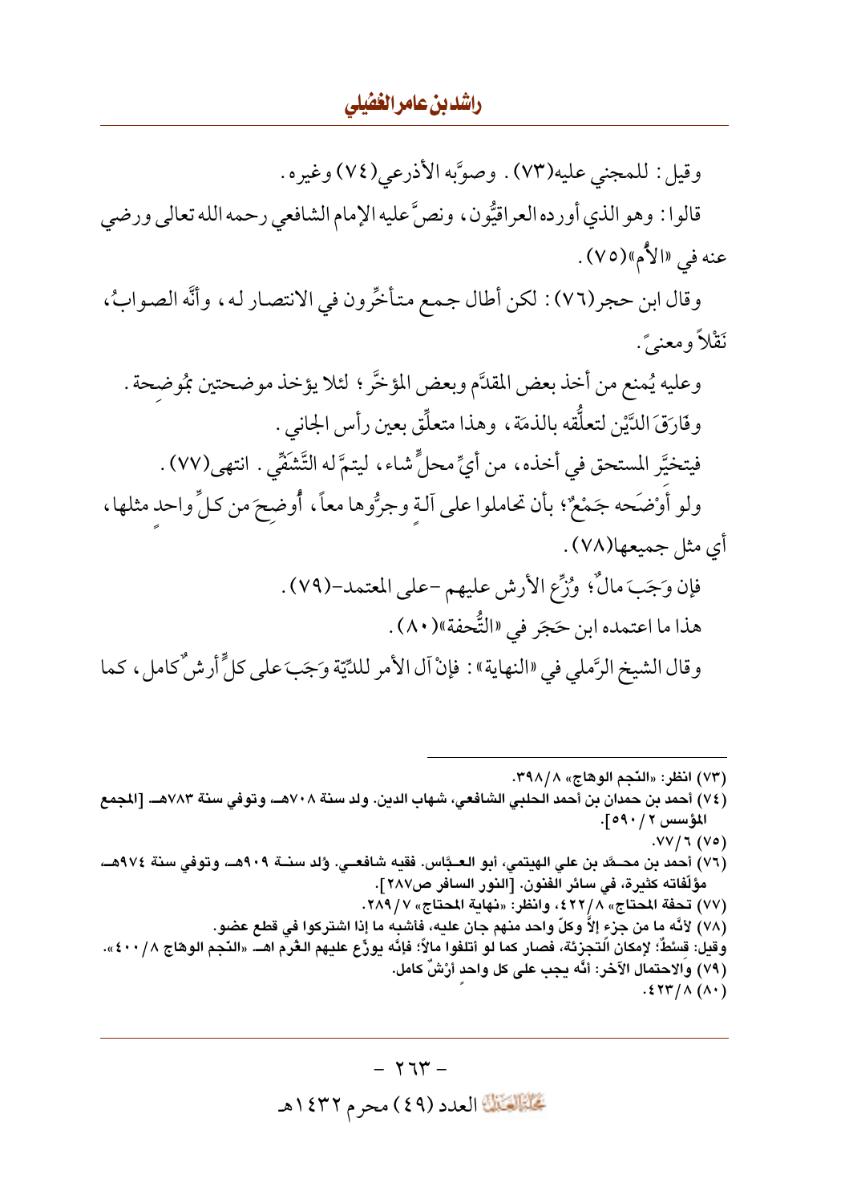وقيل: للمجني عليه(٧٣). وصوَّبه الأذرعي(٧٤) وغيره.

قالوا: وهو الذي أورده العراقيُّون، ونصَّ عليه الإمام الشافعي رحمه الله تعالى ورضي عنه في «الأُم»(٧٥).

وقال ابن حجر(٧٦): لكن أطال جمع متأخِّرون في الانتصار له، وأنَّه الصوابُ، نَقْلاً ومعنىً.

وعليه يُمنع من أخذ بعض المقدَّم وبعض المؤخَّر؛ لئلا يؤخذ موضحتين بمُوضِحة.

وفَارَقَ الدَّيْن لتعلُّقه بالذمَة، وهذا متعلِّق بعين رأس الجاني.

فيتخيَّر المستحق في أخذه، من أيِّ محلٍّ شاء، ليتمَّ له التَّشَفِّي. انتهى(٧٧).

ولو أَوْضَحه جَمْعٌ؛ بأن تحاملوا على آلةٍ وجرُّوها معاً، أُوضِحَ من كلٍّ واحدٍ مثلها، أي مثل جميعها(٧٨).

فإن وَجَبَ مالٌ؛ وُزِّع الأرش عليهم -على المعتمد-(٧٩).

هذا ما اعتمده ابن حَجَر في «التُّحفة»(٨٠).

وقال الشيخ الرَّملي في «النهاية»: فإنْ آلَ الأمر للدِّيَة وَجَبَ على كلٍّ أرشٌ كامل، كما

---

(٧٣) انظر: «النّجم الوهّاج» ٨/٣٩٨.

(٧٤) أحمد بن حمدان بن أحمد الحلبي الشافعي، شهاب الدين. ولد سنة ٧٠٨هـ، وتوفي سنة ٧٨٣هـ [المجمع المؤسس ٢/٥٩٠].

(٧٥) ٦/٧٧.

(٧٦) أحمد بن محمَّد بن علي الهيتمي، أبو العبَّاس. فقيه شافعي. وُلد سنة ٩٠٩هـ، وتوفي سنة ٩٧٤هـ، مؤلّفاته كثيرة، في سائر الفنون. [النور السافر ص٢٨٧].

(٧٧) تحفة المحتاج» ٨/٤٢٢، وانظر: «نهاية المحتاج» ٧/٢٨٩.

(٧٨) لأنَّه ما من جزء إلاَّ وكلّ واحد منهم جان عليه، فأشبه ما إذا اشتركوا في قطع عضو.

وقيل: قسْطٌ؛ لإمكان التجزئة، فصار كما لو أتلفوا مالاً؛ فإنَّه يوزّع عليهم الغُرم اهـ «النّجم الوهّاج ٨/٤٠٠».

(٧٩) والاحتمال الآخر: أنَّه يجب على كل واحد أرْشٌ كامل.

(٨٠) ٨/٤٢٣.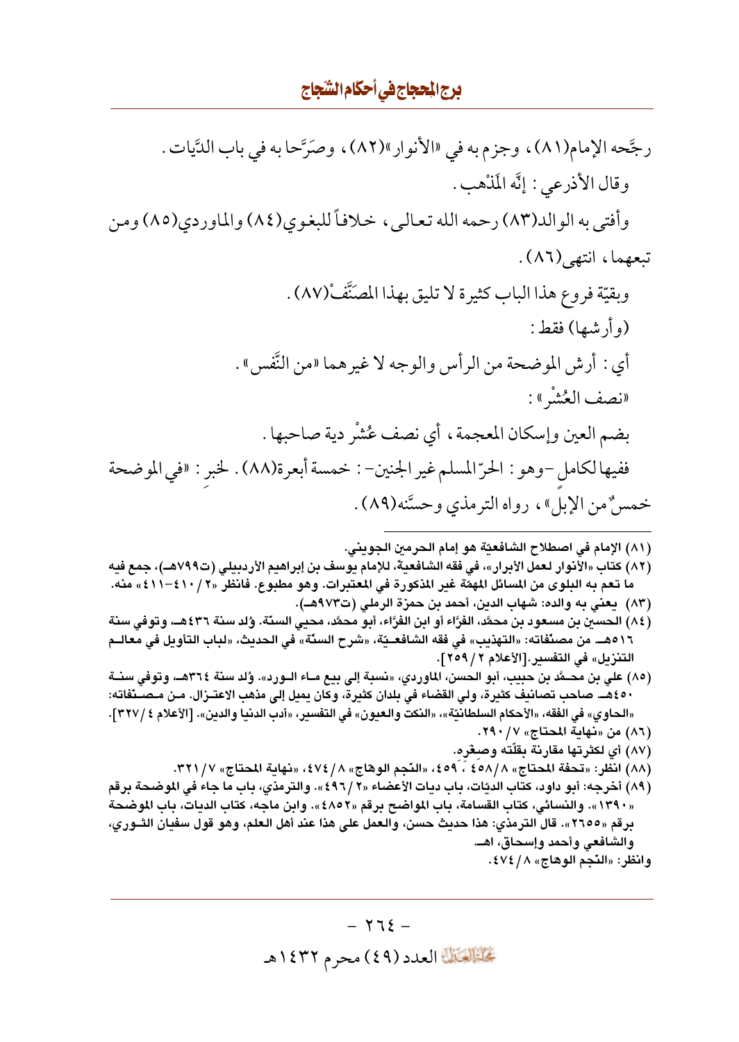رجَّحه الإمام(٨١)، وجزم به في «الأنوار»(٨٢)، وصَرَّحا به في باب الدِّيات.

وقال الأذرعي: إنَّه المَذْهب.

وأفتى به الوالد(٨٣) رحمه الله تعالى، خلافاً للبغوي(٨٤) والماوردي(٨٥) ومن تبعهما، انتهى(٨٦).

وبقيّة فروع هذا الباب كثيرة لا تليق بهذا المصَنَّفْ(٨٧).

(وأرشها) فقط:

أي: أرش الموضحة من الرأس والوجه لا غيرهما «من النَّفس».

«نصف العُشْر»:

بضم العين وإسكان المعجمة، أي نصف عُشْر دية صاحبها.

ففيها لكامل -وهو: الحرّ المسلم غير الجنين-: خمسة أبعرة(٨٨). لخبرِ: «في الموضحة خمسٌ من الإبلِ»، رواه الترمذي وحسَّنه(٨٩).

---

(٨١) الإمام في اصطلاح الشافعيّة هو إمام الحرمين الجويني.

(٨٢) كتاب «الأنوار لعمل الأبرار»، في فقه الشافعية، للإمام يوسف بن إبراهيم الأردبيلي (ت٧٩٩هـ)، جمع فيه ما تعم به البلوى من المسائل المهمّة غير المذكورة في المعتبرات. وهو مطبوع. فانظر «٢/ ٤١٠-٤١١» منه.

(٨٣) يعني به والده: شهاب الدين، أحمد بن حمزة الرملي (ت٩٧٣هـ).

(٨٤) الحسين بن مسعود بن محمَّد، الفرَّاء أو ابن الفرَّاء، أبو محمَّد، محيي السنّة. وُلد سنة ٤٣٦هـ، وتوفي سنة ٥١٦هـ. من مصنّفاته: «التهذيب» في فقه الشافعيّة، «شرح السنّة» في الحديث، «لباب التأويل في معالم التنزيل» في التفسير. [الأعلام ٢/ ٢٥٩].

(٨٥) علي بن محمَّد بن حبيب، أبو الحسن، الماوردي، «نسبة إلى بيع ماء الورد». وُلد سنة ٣٦٤هـ، وتوفي سنة ٤٥٠هـ. صاحب تصانيف كثيرة، ولي القضاء في بلدان كثيرة، وكان يميل إلى مذهب الاعتزال. من مصنّفاته: «الحاوي» في الفقه، «الأحكام السلطانيّة»، «النكت والعيون» في التفسير، «أدب الدنيا والدين». [الأعلام ٤/ ٣٢٧].

(٨٦) من «نهاية المحتاج» ٧/ ٢٩٠.

(٨٧) أي لكثرتها مقارنة بقلّته وصغره.

(٨٨) انظر: «تحفة المحتاج» ٨/ ٤٥٨، ٤٥٩، «النّجم الوهّاج» ٨/ ٤٧٤، «نهاية المحتاج» ٧/ ٣٢١.

(٨٩) أخرجه: أبو داود، كتاب الديّات، باب ديات الأعضاء «٢/ ٤٩٦». والترمذي، باب ما جاء في الموضحة برقم «١٣٩٠». والنسائي، كتاب القسامة، باب المواضح برقم «٤٨٥٢». وابن ماجه، كتاب الديات، باب الموضحة برقم «٢٦٥٥». قال الترمذي: هذا حديث حسن، والعمل على هذا عند أهل العلم، وهو قول سفيان الثوري، والشافعي وأحمد وإسحاق، اهـ.

وانظر: «النّجم الوهّاج» ٨/ ٤٧٤.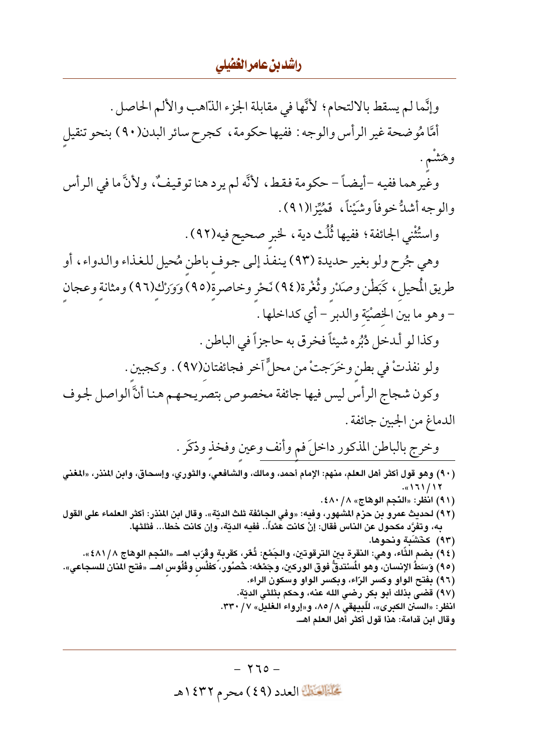وإنَّما لم يسقط بالالتحام؛ لأنَّها في مقابلة الجزء الذّاهب والألم الحاصل.

أمَّا مُوضحة غير الرأس والوجه: ففيها حكومة، كجرح سائر البدن(٩٠) بنحو تنقيلٍ وهَشْمٍ.

وغيرهما ففيه -أيضاً- حكومة فقط، لأنَّه لم يرد هنا توقيفٌ، ولأنَّ ما في الرأس والوجه أشدُّ خوفاً وشَيْناً، فَمُيِّزا(٩١).

واستُثْني الجائفة؛ ففيها ثُلُث دية، لخبرٍ صحيحٍ فيه(٩٢).

وهي جُرح ولو بغير حديدة (٩٣) ينفذ إلى جوفٍ باطنٍ مُحيلٍ للغذاء والدواء، أو طريق المُحيلِ، كَبَطْنٍ وصَدْرٍ وثُغْرة(٩٤) نَحْرٍ وخاصرة(٩٥) وَوَرْك(٩٦) ومثانةٍ وعجانٍ - وهو ما بين الخِصْيَة والدبر - أي كداخلها.

وكذا لو أدخل دُبُره شيئاً فخرق به حاجزاً في الباطن.

ولو نفذتْ في بطنٍ وخَرَجتْ من محلٍّ آخر فجائفتان(٩٧). وكجبينٍ.

وكون شجاج الرأس ليس فيها جائفة مخصوص بتصريحهم هنا أنَّ الواصل لجوف الدماغ من الجبين جائفة.

وخرج بالباطن المذكور داخلَ فمٍ وأنفٍ وعينٍ وفخذٍ وذكَرٍ.

---

(٩٠) وهو قول أكثر أهل العلم، منهم: الإمام أحمد، ومالك، والشافعي، والثوري، وإسحاق، وابن المنذر، «المغني ١٢/ ١٦١».

(٩١) انظر: «النّجم الوهّاج» ٨/ ٤٨٠.

(٩٢) لحديث عمرو بن حزم المشهور، وفيه: «وفي الجائفة ثلث الديّة». وقال ابن المنذر: أكثر العلماء على القول به، وتفرَّد مكحول عن الناس فقال: إنْ كانت عَمْداً.. ففيه الديّة، وإن كانت خطأ... فثلثها.

(٩٣) كخَشَبةٍ ونحوها.

(٩٤) بضم الثّاء، وهي: النقرة بين الترقوتين، والجَمْع: ثُغَر، كقربةٍ وقُرَب اهـ «النّجم الوهّاج ٨/ ٤٨١».

(٩٥) وَسَطُ الإنسان، وهو المُسْتدقُّ فوق الوركين، وجَمْعُه: خُصُور، كفلْسٍ وفُلُوس اهـ «فتح المنان للسجاعي».

(٩٦) بفتح الواو وكسر الرّاء، وبكسر الواو وسكون الراء.

(٩٧) قضى بذلك أبو بكر رضي الله عنه، وحكم بثلثي الديّة.

انظر: «السنن الكبرى»، للبيهقي ٨/ ٨٥، و«إرواء الغليل» ٧/ ٣٣٠.

وقال ابن قدامة: هذا قول أكثر أهل العلم اهـ.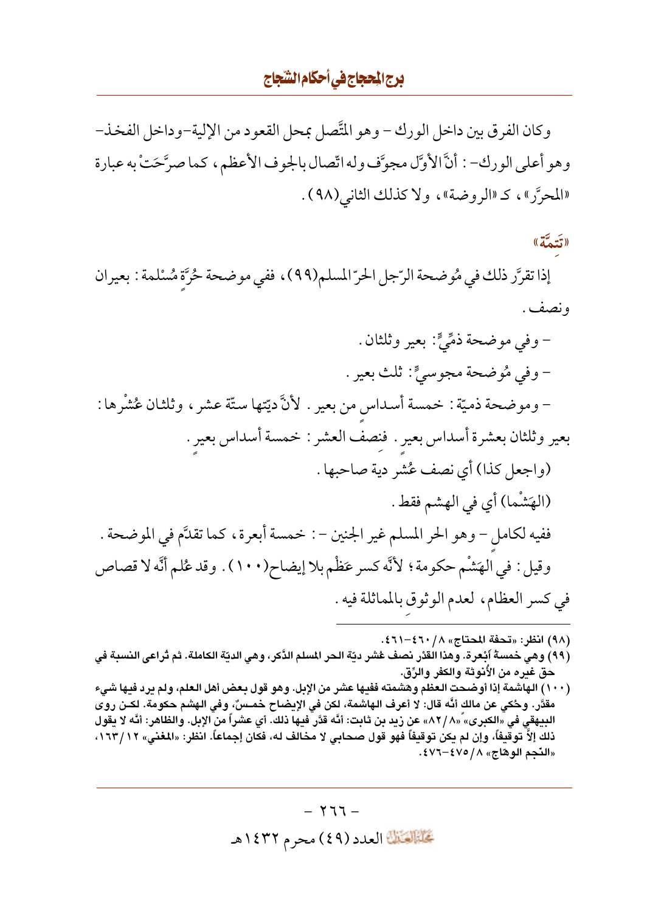وكان الفرق بين داخل الورك - وهو المتَّصل بمحل القعود من الإلية-وداخل الفخذ- وهو أعلى الورك- : أنَّ الأوَّل مجوَّف وله اتّصال بالجوف الأعظم، كما صرَّحَتْ به عبارة «المحرَّر»، كـ«الروضة»، ولا كذلك الثاني(٩٨).

**«تَتِمَّة»**

إذا تقرَّر ذلك في مُوضحة الرّجل الحرّ المسلم(٩٩)، ففي موضحة حُرَّةٍ مُسْلمة: بعيران ونصف.

- وفي موضحة ذمِّيٍّ: بعير وثلثان.
- وفي مُوضحة مجوسيٍّ: ثلث بعير.
- وموضحة ذميّة: خمسة أسداسٍ من بعير. لأنَّ ديّتها ستّة عشر، وثلثان عُشْرها: بعير وثلثان بعشرة أسداس بعيرٍ. فنِصفُ العشر: خمسة أسداس بعيرٍ.

(واجعل كذا) أي نصف عُشر دية صاحبها.

(الهَشْما) أي في الهشم فقط.

ففيه لكاملٍ - وهو الحر المسلم غير الجنين -: خمسة أبعرة، كما تقدَّم في الموضحة. وقيل: في الهَشْم حكومة؛ لأنَّه كسر عَظْم بلا إيضاح(١٠٠). وقد عُلم أنَّه لا قصاص في كسر العظام، لعدم الوثوق بالمماثلة فيه.

---

(٩٨) انظر: «تحفة المحتاج» ٨/ ٤٦٠-٤٦١.

(٩٩) وهي خمسةُ أبْعرة. وهذا القدْر نصف عُشر ديّة الحر المسلم الذَّكر، وهي الديّة الكاملة. ثم تُراعى النسبة في حق غيره من الأنوثة والكفر والرِّق.

(١٠٠) الهاشمة إذا أوضحت العظم وهشمته ففيها عشر من الإبل. وهو قول بعض أهل العلم، ولم يرد فيها شيء مقدَّر. وحُكي عن مالك أنَّه قال: لا أعرف الهاشمة، لكن في الإيضاح خمسٌ، وفي الهشم حكومة. لكن روى البيهقي في «الكبرى» «٨/ ٨٢» عن زيد بن ثابت: أنَّه قدَّر فيها ذلك. أي عشراً من الإبل. والظاهر: أنَّه لا يقول ذلك إلاَّ توقيفاً، وإن لم يكن توقيفاً فهو قول صحابي لا مخالف له، فكان إجماعاً. انظر: «المغني» ١٢/ ١٦٣، «النّجم الوهاج» ٨/ ٤٧٥-٤٧٦.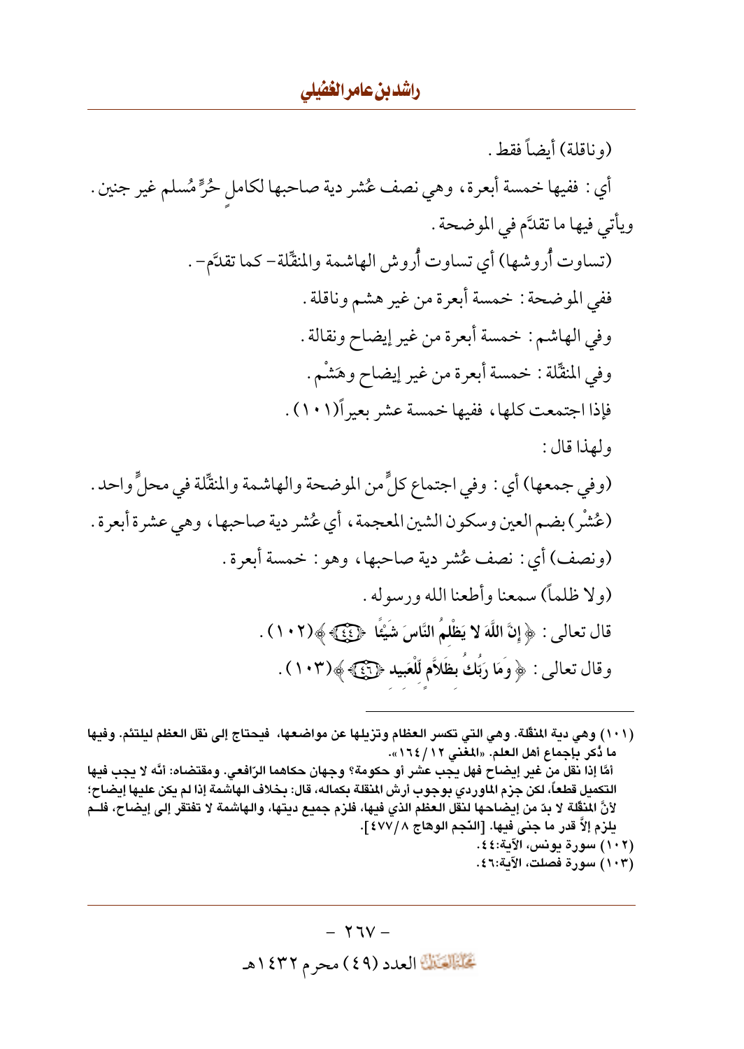(وناقلة) أيضاً فقط .

أي : ففيها خمسة أبعرة، وهي نصف عُشر دية صاحبها لكاملٍ حُرٍّ مُسلم غير جنين . ويأتي فيها ما تقدَّم في الموضحة .

(تساوت أُروشها) أي تساوت أُروش الهاشمة والمنقِّلة – كما تقدَّم – .

ففي الموضحة : خمسة أبعرة من غير هشم وناقلة .

وفي الهاشم : خمسة أبعرة من غير إيضاح ونقالة .

وفي المنقِّلة : خمسة أبعرة من غير إيضاح وهَشْم .

فإذا اجتمعت كلها، ففيها خمسة عشر بعيراً(١٠١) .

ولهذا قال :

(وفي جمعها) أي : وفي اجتماع كلٍّ من الموضحة والهاشمة والمنقِّلة في محلٍّ واحد .

(عُشْر) بضم العين وسكون الشين المعجمة، أي عُشر دية صاحبها، وهي عشرة أبعرة .

(ونصف) أي : نصف عُشر دية صاحبها، وهو : خمسة أبعرة .

(ولا ظلماً) سمعنا وأطعنا الله ورسوله .

قال تعالى : ﴿ إِنَّ اللَّهَ لا يَظْلِمُ النَّاسَ شَيْئًا ﴿٤٤﴾ ﴾(١٠٢) .

وقال تعالى : ﴿ وَمَا رَبُّكَ بِظَلَّامٍ لِّلْعَبِيدِ ﴿٤٦﴾ ﴾(١٠٣) .

---

(١٠١) وهي دية المنقِّلة. وهي التي تكسر العظام وتزيلها عن مواضعها، فيحتاج إلى نقل العظم ليلتئم. وفيها ما ذُكر بإجماع أهل العلم. «المغني ١٢/ ١٦٤».
أمَّا إذا نقل من غير إيضاح فهل يجب عشر أو حكومة؟ وجهان حكاهما الرّافعي. ومقتضاه: أنَّه لا يجب فيها التكميل قطعاً، لكن جزم الماوردي بوجوب أرش المنقلة بكماله، قال: بخلاف الهاشمة إذا لم يكن عليها إيضاح؛ لأنَّ المنقّلة لا بدّ من إيضاحها لنقل العظم الذي فيها، فلزم جميع ديتها، والهاشمة لا تفتقر إلى إيضاح، فلم يلزم إلاَّ قدر ما جنى فيها. [النّجم الوهّاج ٨/ ٤٧٧].

(١٠٢) سورة يونس، الآية:٤٤.

(١٠٣) سورة فصلت، الآية:٤٦.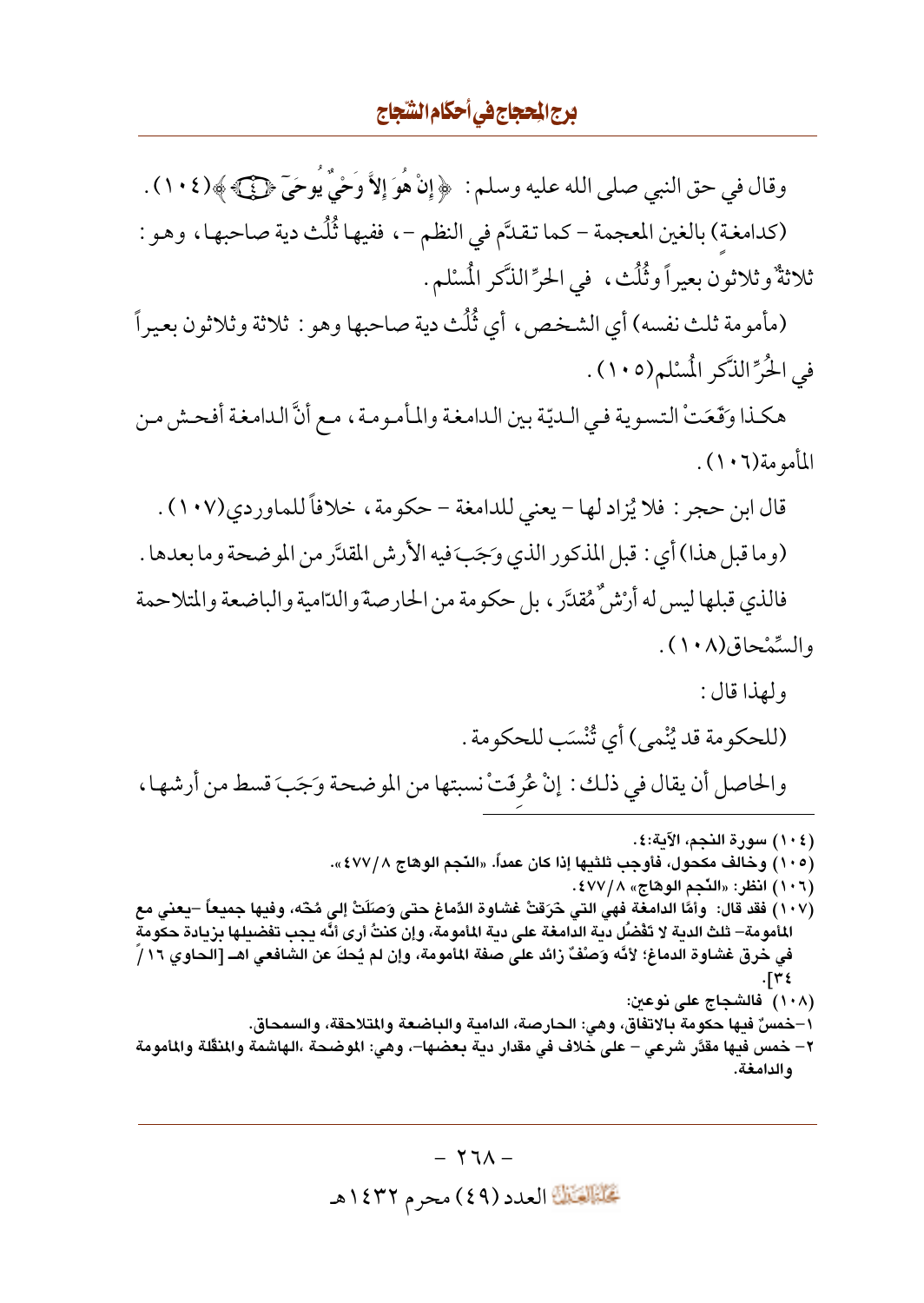وقال في حق النبي صلى الله عليه وسلم: ﴿إِنْ هُوَ إِلاَّ وَحْيٌ يُوحَىٰ ۝٤﴾(١٠٤).

(كدامغة) بالغين المعجمة – كما تقدَّم في النظم –، ففيها ثُلُث دية صاحبها، وهو: ثلاثةٌ وثلاثون بعيراً وثُلُث، في الحرِّ الذَّكر المُسْلم.

(مأمومة ثلث نفسه) أي الشخص، أي ثُلُث دية صاحبها وهو: ثلاثة وثلاثون بعيراً في الحُرِّ الذَّكر المُسْلم(١٠٥).

هكذا وَقَعَتْ التسوية في الديّة بين الدامغة والمأمومة، مع أنَّ الدامغة أفحش من المأمومة(١٠٦).

قال ابن حجر: فلا يُزاد لها – يعني للدامغة – حكومة، خلافاً للماوردي(١٠٧).

(وما قبل هذا) أي: قبل المذكور الذي وَجَبَ فيه الأرش المقدَّر من الموضحة وما بعدها. فالذي قبلها ليس له أرْشٌ مُقدَّر، بل حكومة من الحارصة والدّامية والباضعة والمتلاحمة والسِّمْحاق(١٠٨).

ولهذا قال:

(للحكومة قد يُنْمى) أي تُنْسَب للحكومة.

والحاصل أن يقال في ذلك: إنْ عُرِفَتْ نسبتها من الموضحة وَجَبَ قسط من أرشها،

---

(١٠٤) سورة النجم، الآية:٤.

(١٠٥) وخالف مكحول، فأوجب ثلثيها إذا كان عمداً. «النّجم الوهّاج ٨/٤٧٧».

(١٠٦) انظر: «النّجم الوهّاج» ٨/٤٧٧.

(١٠٧) فقد قال: وأمَّا الدامغة فهي التي خَرَقتْ غشاوة الدّماغ حتى وَصَلَتْ إلى مُخّه، وفيها جميعاً –يعني مع المأمومة– ثلث الدية لا تفْضُل دية الدامغة على دية المأمومة، وإن كنتُ أرى أنَّه يجب تفضيلها بزيادة حكومة في خرق غشاوة الدماغ؛ لأنَّه وَصْفٌ زائد على صفة المأمومة، وإن لم يُحكَ عن الشافعي اهـ [الحاوي ١٦/ ٣٤].

(١٠٨) فالشجاج على نوعين:

١–خمسٌ فيها حكومة بالاتفاق، وهي: الحارصة، الدامية والباضعة والمتلاحقة، والسمحاق.

٢– خمس فيها مقدَّر شرعي – على خلاف في مقدار دية بعضها–، وهي: الموضحة ،الهاشمة والمنقّلة والمأمومة والدامغة.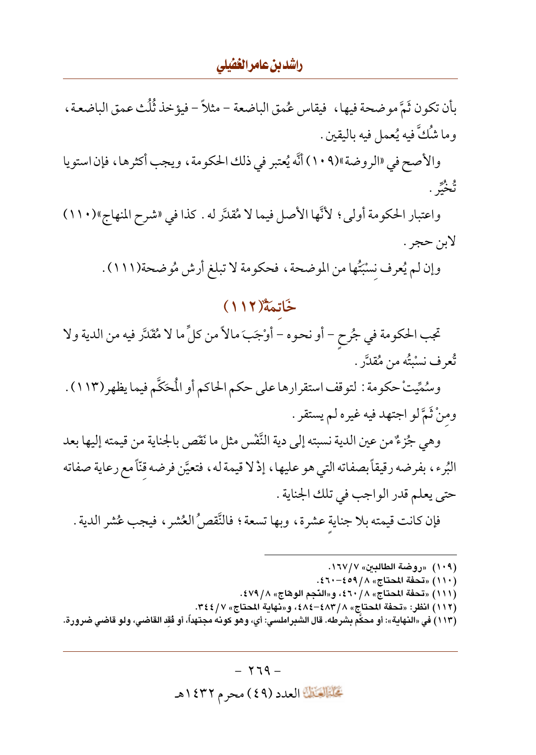بأن تكون ثَمَّ موضحة فيها، فيقاس عُمق الباضعة - مثلاً - فيؤخذ ثُلُث عمق الباضعة، وما شُكَّ فيه يُعمل فيه باليقين.

والأصح في «الروضة»(١٠٩) أنَّه يُعتبر في ذلك الحكومة، ويجب أكثرها، فإن استويا تُخُيِّر.

واعتبار الحكومة أولى؛ لأنَّها الأصل فيما لا مُقدَّر له. كذا في «شرح المنهاج»(١١٠) لابن حجر.

وإن لم يُعرف نِسْبَتُها من الموضحة، فحكومة لا تبلغ أرش مُوضحة(١١١).

## خَاتِمَةٌ(١١٢)

تجب الحكومة في جُرحٍ - أو نحوه - أوْجَبَ مالاً من كلٍّ ما لا مُقَدَّر فيه من الدية ولا تُعرف نسْبتُه من مُقدَّر.

وسُمِّيتْ حكومة: لتوقف استقرارها على حكم الحاكم أو المُحَكَّم فيما يظهر(١١٣). ومِنْ ثَمَّ لو اجتهد فيه غيره لم يستقر.

وهي جُزْءٌ من عين الدية نسبته إلى دية النَّفْس مثل ما نَقَص بالجناية من قيمته إليها بعد البُرء، بفرضه رقيقاً بصفاته التي هو عليها، إذْ لا قيمة له، فتعيَّن فرضه قِنّاً مع رعاية صفاته حتى يعلم قدر الواجب في تلك الجناية.

فإن كانت قيمته بلا جنايةٍ عشرة، وبها تسعة؛ فالنَّقصُ العُشر، فيجب عُشر الدية.

---

(١٠٩) «روضة الطالبين» ٧/١٦٧.

(١١٠) «تحفة المحتاج» ٨/٤٥٩-٤٦٠.

(١١١) «تحفة المحتاج» ٨/٤٦٠، و«النّجم الوهّاج» ٨/٤٧٩.

(١١٢) انظر: «تحفة المحتاج» ٨/٤٨٣-٤٨٤، و«نهاية المحتاج» ٧/٣٤٤.

(١١٣) في «النهاية»: أو محكَّم بشرطه. قال الشبراملسي: أي، وهو كونه مجتهداً، أو فقِد القاضي، ولو قاضي ضرورة.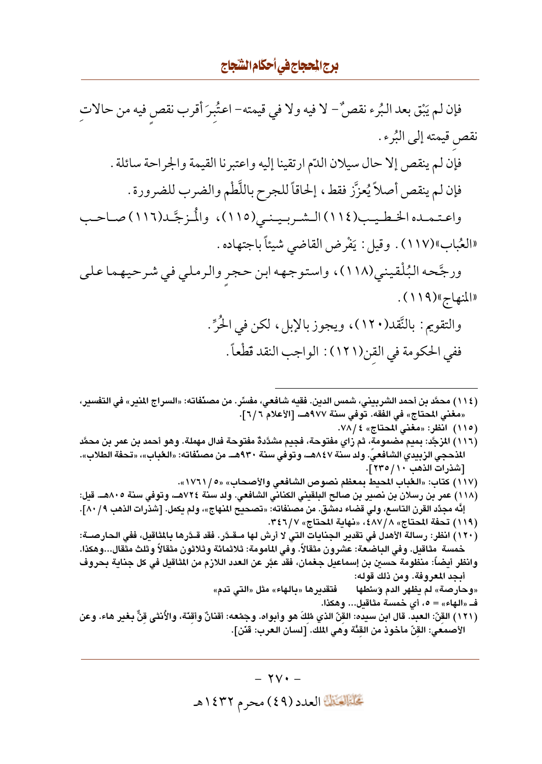فإن لم يَبْق بعد البُرء نقصٌ - لا فيه ولا في قيمته - اعتُبِرَ أقرب نقصٍ فيه من حالاتِ نقصِ قيمته إلى البُرء.

فإن لم ينقص إلا حال سيلان الدّم ارتقينا إليه واعتبرنا القيمة والجراحة سائلة.

فإن لم ينقص أصلاً يُعزَّر فقط، إلحاقاً للجرح باللَّطْم والضرب للضرورة.

واعتمده الخطيب(١١٤) الشربيني(١١٥)، والمُزجَّد(١١٦) صاحب «العُباب»(١١٧). وقيل: يَفْرض القاضي شيئاً باجتهاده.

ورجَّحه البُلْقيني(١١٨)، واستوجهه ابن حجرٍ والرملي في شرحيهما على «المنهاج»(١١٩).

والتقويم: بالنَّقد(١٢٠)، ويجوز بالإبل، لكن في الحُرِّ.

ففي الحكومة في القِن(١٢١): الواجب النقد قَطْعاً.

---

(١١٤) محمَّد بن أحمد الشربيني، شمس الدين. فقيه شافعي، مفسِّر. من مصنَّفاته: «السراج المنير» في التفسير، «مغني المحتاج» في الفقه. توفي سنة ٩٧٧هـ [الأعلام ٦/٦].

(١١٥) انظر: «مغني المحتاج» ٤/٧٨.

(١١٦) المزجَّد: بميم مضمومة، ثم زاي مفتوحة، فجيم مشدَّدةٌ مفتوحة فدال مهملة. وهو أحمد بن عمر بن محمَّد المذحجي الزبيدي الشافعيّ. ولد سنة ٨٤٧هـ وتوفي سنة ٩٣٠هـ من مصنَّفاته: «العُباب»، «تحفة الطلاب». [شذرات الذهب ١٠/٢٣٥].

(١١٧) كتاب: «العُباب المحيط بمعظم نصوص الشافعي والأصحاب» «٥/١٧٦١».

(١١٨) عمر بن رسلان بن نصير بن صالح البلقيني الكناني الشافعي. ولد سنة ٧٢٤هـ وتوفي سنة ٨٠٥هـ. قيل: إنَّه مجدِّد القرن التاسع، ولي قضاء دمشق. من مصنفاته: «تصحيح المنهاج»، ولم يكمل. [شذرات الذهب ٩/٨٠].

(١١٩) تحفة المحتاج» ٨/٤٨٧، «نهاية المحتاج» ٧/٣٤٦.

(١٢٠) انظر: رسالة الأهدل في تقدير الجنايات التي لا أرش لها مقدَّر. فقد قدَّرها بالمثاقيل، ففي الحارصة: خمسة مثاقيل. وفي الباضعة: عشرون مثقالاً. وفي المأمومة: ثلاثمائة وثلاثون مثقالاً وثلث مثقال...وهكذا. وانظر أيضاً: منظومة حسين بن إسماعيل جغمان، فقد عبَّر عن العدد اللازم من المثاقيل في كل جناية بحروف أبجد المعروفة. ومن ذلك قوله:

«وحارصة» لم يظهر الدم وَسْطها فتقديرها «بالهاء» مثل «التي تدم»

فـ «الهاء» = ٥، أي خمسة مثاقيل... وهكذا.

(١٢١) القِنّ: العبد. قال ابن سيده: القِنّ الذي مُلِكَ هو وأبواه. وجَمْعه: أقنانٌ وأقِنّة، والأُنثى قِنٌّ بغير هاء. وعن الأصمعي: القِنّ مأخوذ من القِنْة وهي الملك. [لسان العرب: قنن].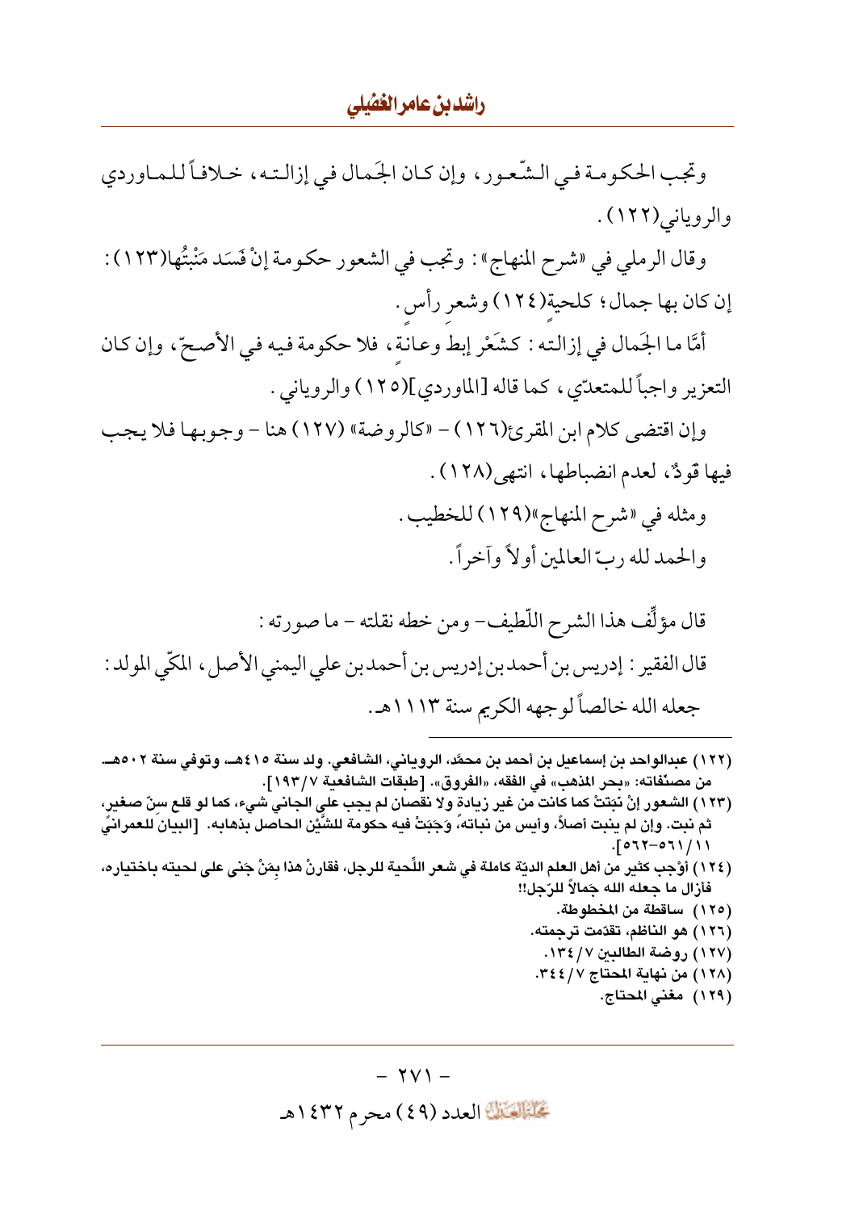وتجب الحكومة في الشّعور، وإن كان الجَمال في إزالته، خلافاً للماوردي والروياني(١٢٢).

وقال الرملي في «شرح المنهاج»: وتجب في الشعور حكومة إنْ فَسَد مَنْبتُها(١٢٣): إن كان بها جمال؛ كلحيةٍ(١٢٤) وشعرِ رأس.

أمَّا ما الجَمال في إزالته: كشَعْر إبط وعانةٍ، فلا حكومة فيه في الأصحّ، وإن كان التعزير واجباً للمتعدّي، كما قاله [الماوردي](١٢٥) والروياني.

وإن اقتضى كلام ابن المقرئ(١٢٦) – «كالروضة» (١٢٧) هنا – وجوبها فلا يجب فيها قَودٌ، لعدم انضباطها، انتهى(١٢٨).

ومثله في «شرح المنهاج»(١٢٩) للخطيب.

والحمد لله ربّ العالمين أولاً وآخراً.

قال مؤلِّف هذا الشرح اللّطيف– ومن خطه نقلته – ما صورته:

قال الفقير: إدريس بن أحمد بن إدريس بن أحمد بن علي اليمني الأصل، المكّي المولد: جعله الله خالصاً لوجهه الكريم سنة ١١١٣هـ.

---

(١٢٢) عبدالواحد بن إسماعيل بن أحمد بن محمَّد، الروياني، الشافعي. ولد سنة ٤١٥هـ، وتوفي سنة ٥٠٢هـ. من مصنّفاته: «بحر المذهب» في الفقه، «الفروق». [طبقات الشافعية ٧/١٩٣].

(١٢٣) الشعور إنْ نَبَتَتْ كما كانت من غير زيادة ولا نقصان لم يجب على الجاني شيء، كما لو قلع سِنّ صغير، ثم نبت. وإن لم ينبت أصلاً، وأيس من نباته، وَجَبَتْ فيه حكومة للشَّيْن الحاصل بذهابه. [البيان للعمرانيّ ١١/٥٦١-٥٦٢].

(١٢٤) أوْجب كثير من أهل العلم الديّة كاملة في شعر اللِّحية للرجل، فقارنْ هذا بِمَنْ جَنى على لحيته باختياره، فأزال ما جعله الله جَمالاً للرّجل!!

(١٢٥) ساقطة من المخطوطة.

(١٢٦) هو الناظم، تقدّمت ترجمته.

(١٢٧) روضة الطالبين ٧/١٣٤.

(١٢٨) من نهاية المحتاج ٧/٣٤٤.

(١٢٩) مغني المحتاج.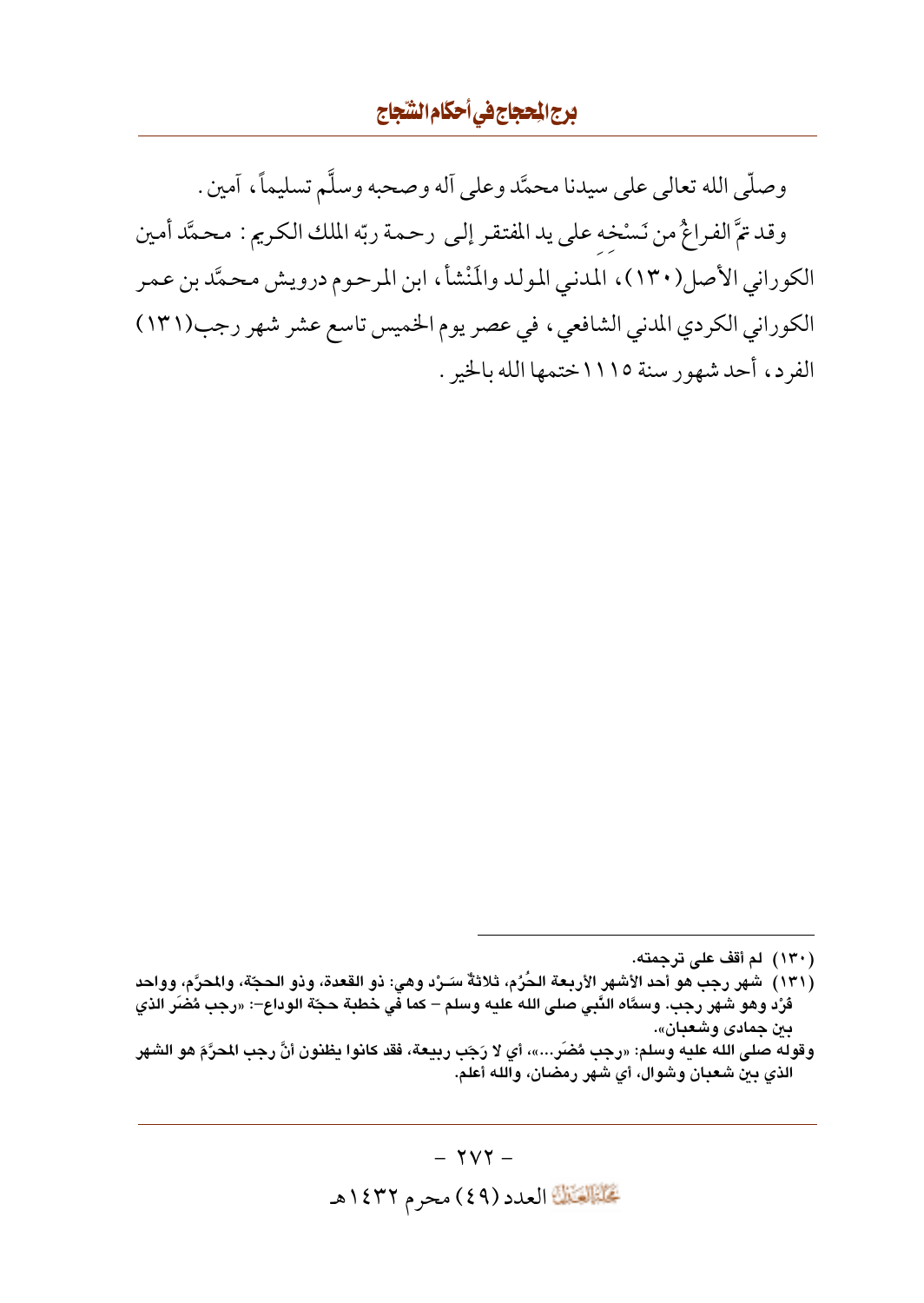وصلّى الله تعالى على سيدنا محمَّد وعلى آله وصحبه وسلَّم تسليماً، آمين.

وقد تمَّ الفراغُ من نَسْخِه على يد المفتقر إلى رحمة ربّه الملك الكريم: محمَّد أمين الكوراني الأصل(١٣٠)، المدني المولد والمَنْشأ، ابن المرحوم درويش محمَّد بن عمر الكوراني الكردي المدني الشافعي، في عصر يوم الخميس تاسع عشر شهر رجب(١٣١) الفرد، أحد شهور سنة ١١١٥ ختمها الله بالخير.

---

(١٣٠) لم أقف على ترجمته.

(١٣١) شهر رجب هو أحد الأشهر الأربعة الحُرُم، ثلاثةٌ سَرْد وهي: ذو القعدة، وذو الحجّة، والمحرَّم، وواحد فَرْد وهو شهر رجب. وسمَّاه النَّبي صلى الله عليه وسلم – كما في خطبة حجّة الوداع–: «رجب مُضَر الذي بين جمادى وشعبان».

وقوله صلى الله عليه وسلم: «رجب مُضَر...»، أي لا رَجَب ربيعة، فقد كانوا يظنون أنَّ رجب المحرَّمَ هو الشهر الذي بين شعبان وشوال، أي شهر رمضان، والله أعلم.